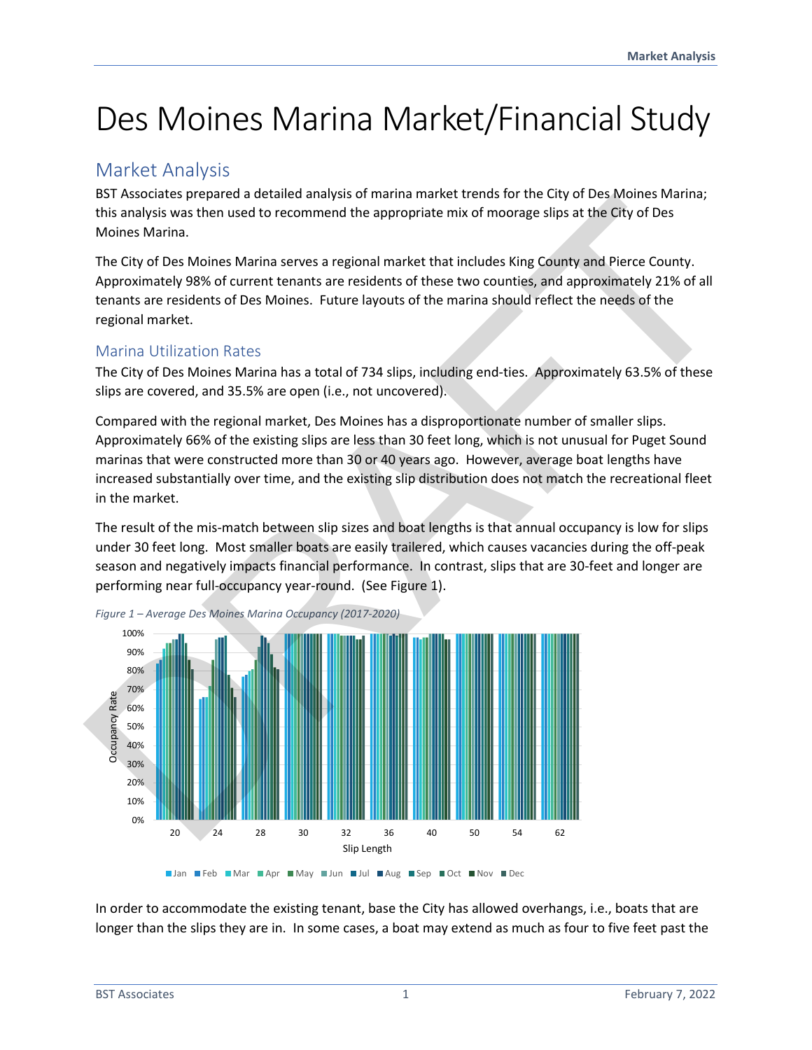# Des Moines Marina Market/Financial Study

## Market Analysis

BST Associates prepared a detailed analysis of marina market trends for the City of Des Moines Marina; this analysis was then used to recommend the appropriate mix of moorage slips at the City of Des Moines Marina.

The City of Des Moines Marina serves a regional market that includes King County and Pierce County. Approximately 98% of current tenants are residents of these two counties, and approximately 21% of all tenants are residents of Des Moines. Future layouts of the marina should reflect the needs of the regional market.

### Marina Utilization Rates

The City of Des Moines Marina has a total of 734 slips, including end-ties. Approximately 63.5% of these slips are covered, and 35.5% are open (i.e., not uncovered).

Compared with the regional market, Des Moines has a disproportionate number of smaller slips. Approximately 66% of the existing slips are less than 30 feet long, which is not unusual for Puget Sound marinas that were constructed more than 30 or 40 years ago. However, average boat lengths have increased substantially over time, and the existing slip distribution does not match the recreational fleet in the market.

The result of the mis-match between slip sizes and boat lengths is that annual occupancy is low for slips under 30 feet long. Most smaller boats are easily trailered, which causes vacancies during the off-peak season and negatively impacts financial performance. In contrast, slips that are 30-feet and longer are performing near full-occupancy year-round. (See Figure 1).

*Figure 1 – Average Des Moines Marina Occupancy (2017-2020)*

In order to accommodate the existing tenant, base the City has allowed overhangs, i.e., boats that are longer than the slips they are in. In some cases, a boat may extend as much as four to five feet past the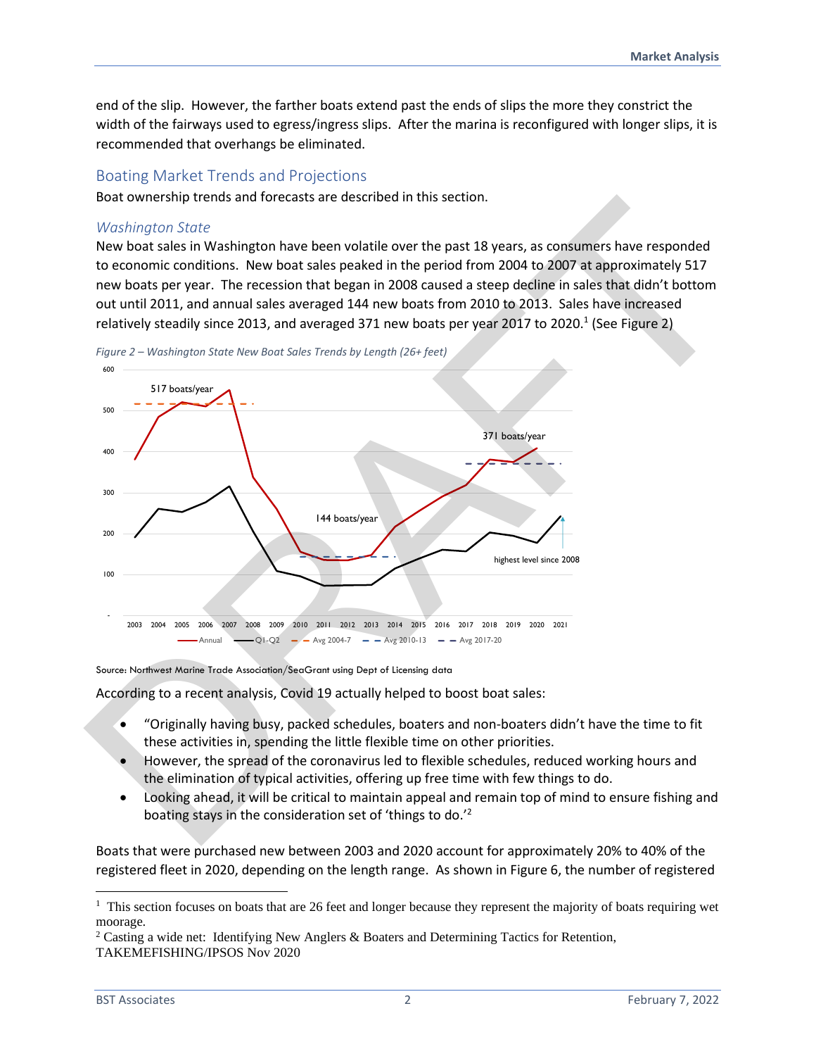end of the slip. However, the farther boats extend past the ends of slips the more they constrict the width of the fairways used to egress/ingress slips. After the marina is reconfigured with longer slips, it is recommended that overhangs be eliminated.

## Boating Market Trends and Projections

Boat ownership trends and forecasts are described in this section.

### *Washington State*

New boat sales in Washington have been volatile over the past 18 years, as consumers have responded to economic conditions. New boat sales peaked in the period from 2004 to 2007 at approximately 517 new boats per year. The recession that began in 2008 caused a steep decline in sales that didn't bottom out until 2011, and annual sales averaged 144 new boats from 2010 to 2013. Sales have increased relatively steadily since 2013, and averaged 371 new boats per year 2017 to 2020.[1] (See Figure 2)

*Figure 2 – Washington State New Boat Sales Trends by Length (26+ feet)*

Source: Northwest Marine Trade Association/SeaGrant using Dept of Licensing data

According to a recent analysis, Covid 19 actually helped to boost boat sales:

- "Originally having busy, packed schedules, boaters and non-boaters didn't have the time to fit these activities in, spending the little flexible time on other priorities.
- However, the spread of the coronavirus led to flexible schedules, reduced working hours and the elimination of typical activities, offering up free time with few things to do.
- Looking ahead, it will be critical to maintain appeal and remain top of mind to ensure fishing and boating stays in the consideration set of 'things to do.'[2]

Boats that were purchased new between 2003 and 2020 account for approximately 20% to 40% of the registered fleet in 2020, depending on the length range. As shown in Figure 6, the number of registered

---

[1] This section focuses on boats that are 26 feet and longer because they represent the majority of boats requiring wet moorage.

[2] Casting a wide net: Identifying New Anglers & Boaters and Determining Tactics for Retention, TAKEMEFISHING/IPSOS Nov 2020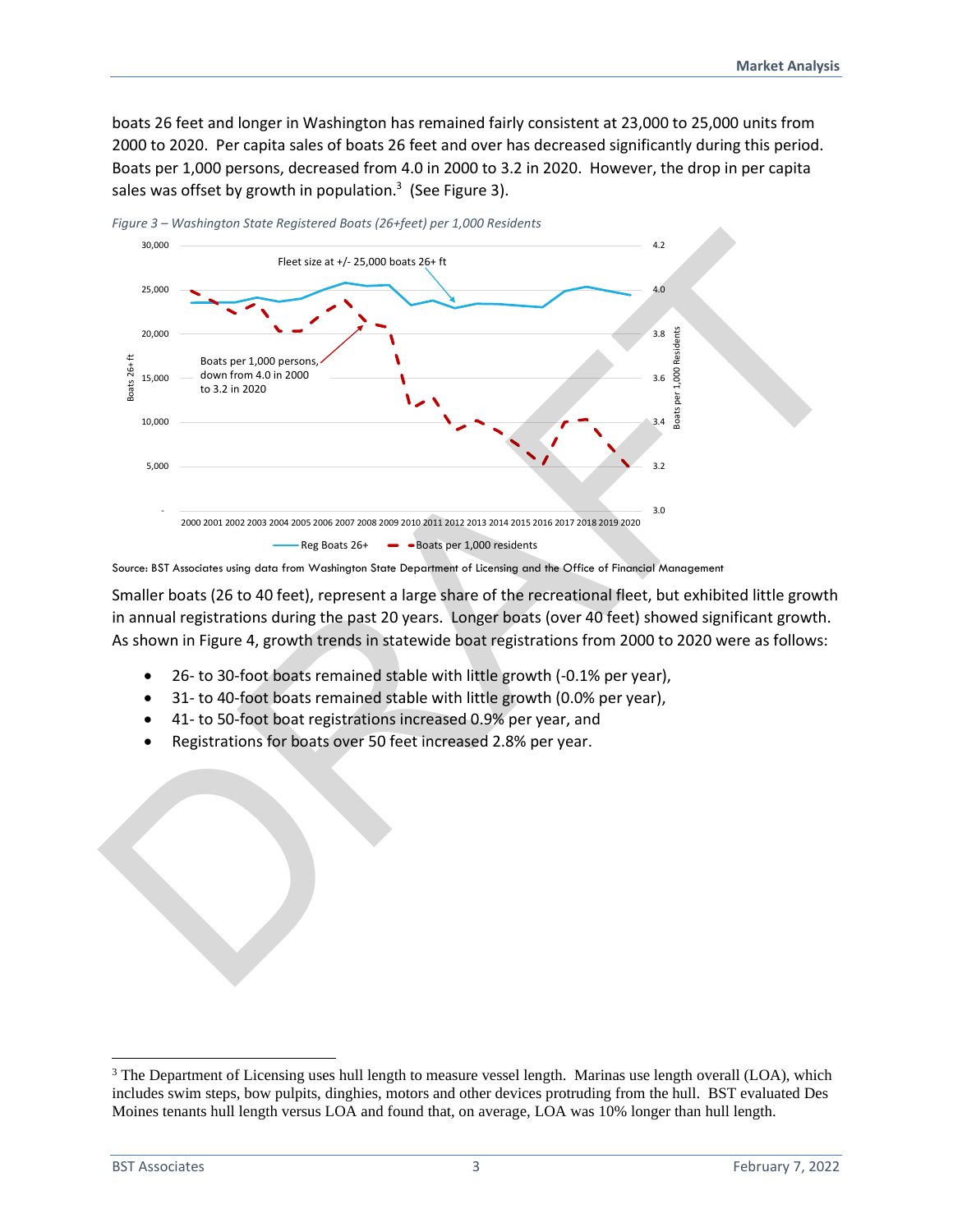boats 26 feet and longer in Washington has remained fairly consistent at 23,000 to 25,000 units from 2000 to 2020. Per capita sales of boats 26 feet and over has decreased significantly during this period. Boats per 1,000 persons, decreased from 4.0 in 2000 to 3.2 in 2020. However, the drop in per capita sales was offset by growth in population.[3] (See Figure 3).

*Figure 3 – Washington State Registered Boats (26+feet) per 1,000 Residents*

Source: BST Associates using data from Washington State Department of Licensing and the Office of Financial Management

Smaller boats (26 to 40 feet), represent a large share of the recreational fleet, but exhibited little growth in annual registrations during the past 20 years. Longer boats (over 40 feet) showed significant growth. As shown in Figure 4, growth trends in statewide boat registrations from 2000 to 2020 were as follows:

- 26- to 30-foot boats remained stable with little growth (-0.1% per year),
- 31- to 40-foot boats remained stable with little growth (0.0% per year),
- 41- to 50-foot boat registrations increased 0.9% per year, and
- Registrations for boats over 50 feet increased 2.8% per year.

[3] The Department of Licensing uses hull length to measure vessel length. Marinas use length overall (LOA), which includes swim steps, bow pulpits, dinghies, motors and other devices protruding from the hull. BST evaluated Des Moines tenants hull length versus LOA and found that, on average, LOA was 10% longer than hull length.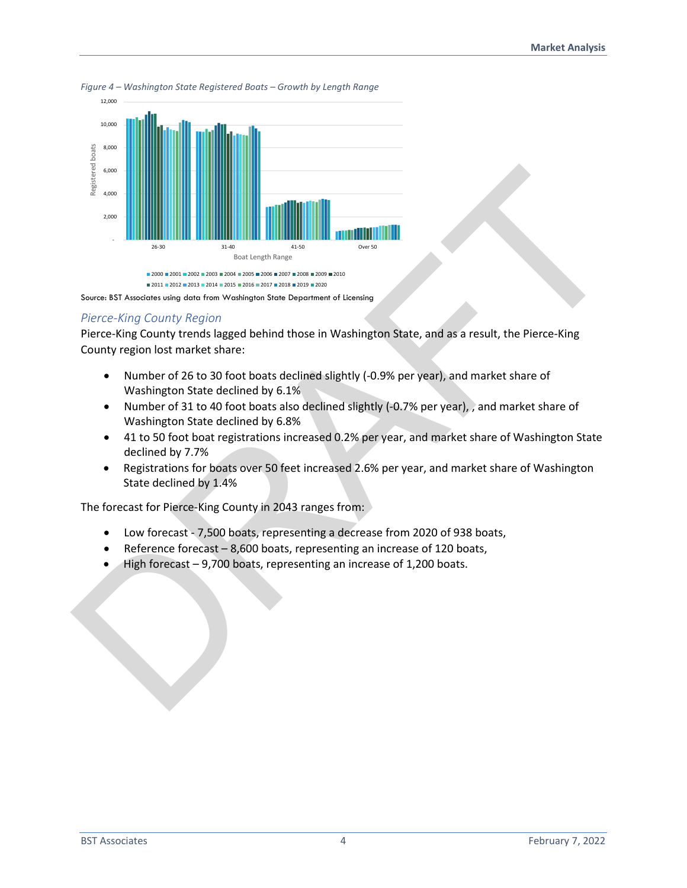*Figure 4 – Washington State Registered Boats – Growth by Length Range*

Source: BST Associates using data from Washington State Department of Licensing

### *Pierce-King County Region*

Pierce-King County trends lagged behind those in Washington State, and as a result, the Pierce-King County region lost market share:

- Number of 26 to 30 foot boats declined slightly (-0.9% per year), and market share of Washington State declined by 6.1%
- Number of 31 to 40 foot boats also declined slightly (-0.7% per year), , and market share of Washington State declined by 6.8%
- 41 to 50 foot boat registrations increased 0.2% per year, and market share of Washington State declined by 7.7%
- Registrations for boats over 50 feet increased 2.6% per year, and market share of Washington State declined by 1.4%

The forecast for Pierce-King County in 2043 ranges from:

- Low forecast - 7,500 boats, representing a decrease from 2020 of 938 boats,
- Reference forecast – 8,600 boats, representing an increase of 120 boats,
- High forecast – 9,700 boats, representing an increase of 1,200 boats.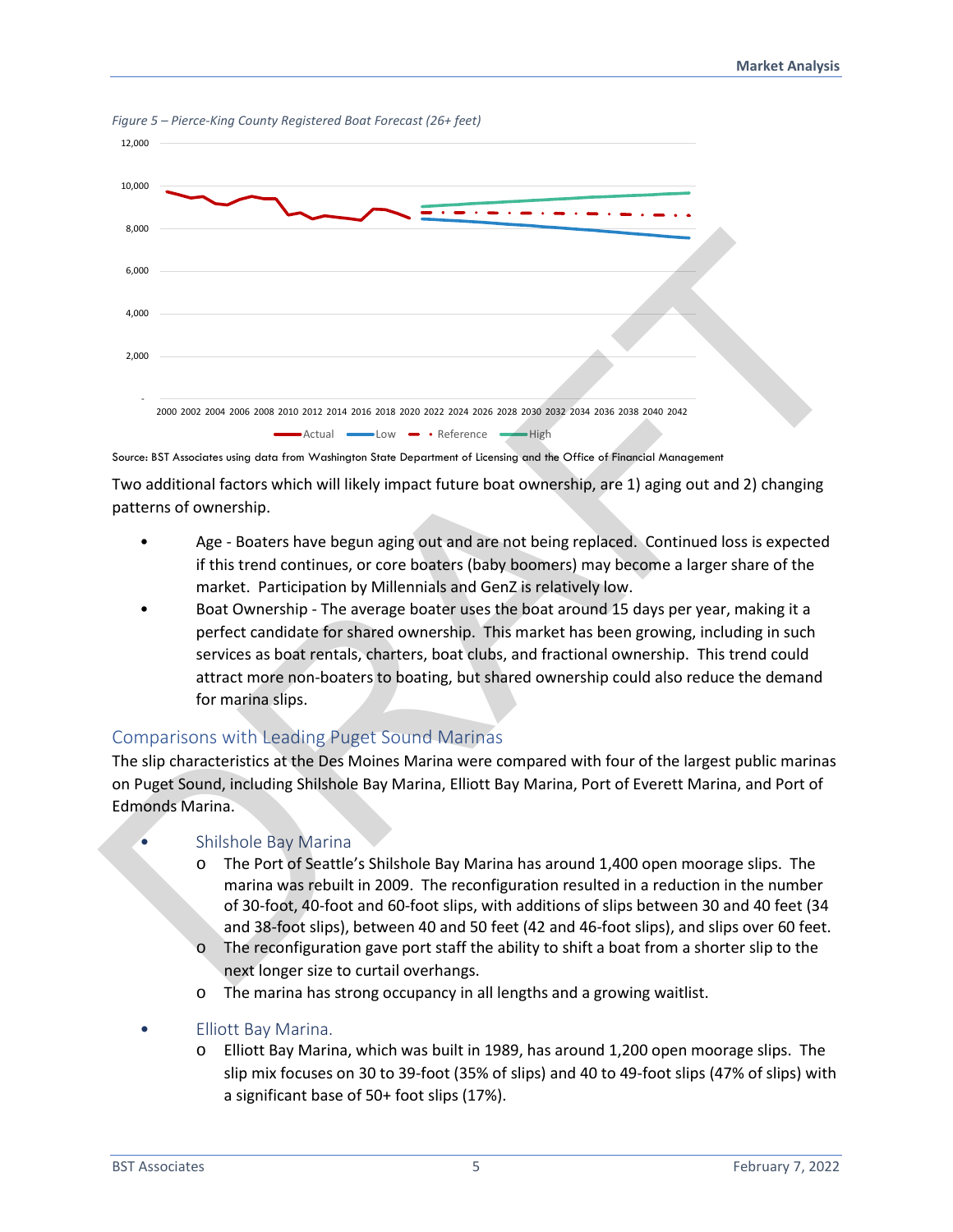*Figure 5 – Pierce-King County Registered Boat Forecast (26+ feet)*

Source: BST Associates using data from Washington State Department of Licensing and the Office of Financial Management

Two additional factors which will likely impact future boat ownership, are 1) aging out and 2) changing patterns of ownership.

- Age - Boaters have begun aging out and are not being replaced. Continued loss is expected if this trend continues, or core boaters (baby boomers) may become a larger share of the market. Participation by Millennials and GenZ is relatively low.
- Boat Ownership - The average boater uses the boat around 15 days per year, making it a perfect candidate for shared ownership. This market has been growing, including in such services as boat rentals, charters, boat clubs, and fractional ownership. This trend could attract more non-boaters to boating, but shared ownership could also reduce the demand for marina slips.

## Comparisons with Leading Puget Sound Marinas

The slip characteristics at the Des Moines Marina were compared with four of the largest public marinas on Puget Sound, including Shilshole Bay Marina, Elliott Bay Marina, Port of Everett Marina, and Port of Edmonds Marina.

- Shilshole Bay Marina
  - The Port of Seattle's Shilshole Bay Marina has around 1,400 open moorage slips. The marina was rebuilt in 2009. The reconfiguration resulted in a reduction in the number of 30-foot, 40-foot and 60-foot slips, with additions of slips between 30 and 40 feet (34 and 38-foot slips), between 40 and 50 feet (42 and 46-foot slips), and slips over 60 feet.
  - The reconfiguration gave port staff the ability to shift a boat from a shorter slip to the next longer size to curtail overhangs.
  - The marina has strong occupancy in all lengths and a growing waitlist.

- Elliott Bay Marina.
  - Elliott Bay Marina, which was built in 1989, has around 1,200 open moorage slips. The slip mix focuses on 30 to 39-foot (35% of slips) and 40 to 49-foot slips (47% of slips) with a significant base of 50+ foot slips (17%).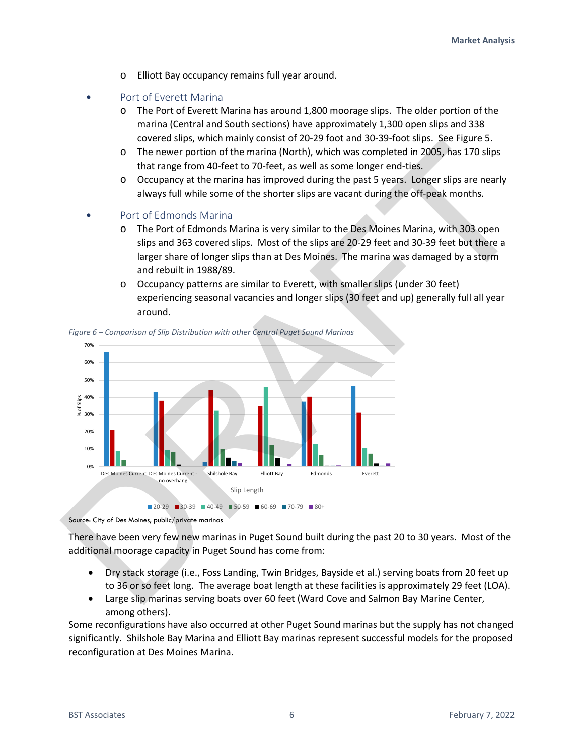- Elliott Bay occupancy remains full year around.

- Port of Everett Marina
  - The Port of Everett Marina has around 1,800 moorage slips. The older portion of the marina (Central and South sections) have approximately 1,300 open slips and 338 covered slips, which mainly consist of 20-29 foot and 30-39-foot slips. See Figure 5.
  - The newer portion of the marina (North), which was completed in 2005, has 170 slips that range from 40-feet to 70-feet, as well as some longer end-ties.
  - Occupancy at the marina has improved during the past 5 years. Longer slips are nearly always full while some of the shorter slips are vacant during the off-peak months.

- Port of Edmonds Marina
  - The Port of Edmonds Marina is very similar to the Des Moines Marina, with 303 open slips and 363 covered slips. Most of the slips are 20-29 feet and 30-39 feet but there a larger share of longer slips than at Des Moines. The marina was damaged by a storm and rebuilt in 1988/89.
  - Occupancy patterns are similar to Everett, with smaller slips (under 30 feet) experiencing seasonal vacancies and longer slips (30 feet and up) generally full all year around.

*Figure 6 – Comparison of Slip Distribution with other Central Puget Sound Marinas*

Source: City of Des Moines, public/private marinas

There have been very few new marinas in Puget Sound built during the past 20 to 30 years. Most of the additional moorage capacity in Puget Sound has come from:

- Dry stack storage (i.e., Foss Landing, Twin Bridges, Bayside et al.) serving boats from 20 feet up to 36 or so feet long. The average boat length at these facilities is approximately 29 feet (LOA).
- Large slip marinas serving boats over 60 feet (Ward Cove and Salmon Bay Marine Center, among others).

Some reconfigurations have also occurred at other Puget Sound marinas but the supply has not changed significantly. Shilshole Bay Marina and Elliott Bay marinas represent successful models for the proposed reconfiguration at Des Moines Marina.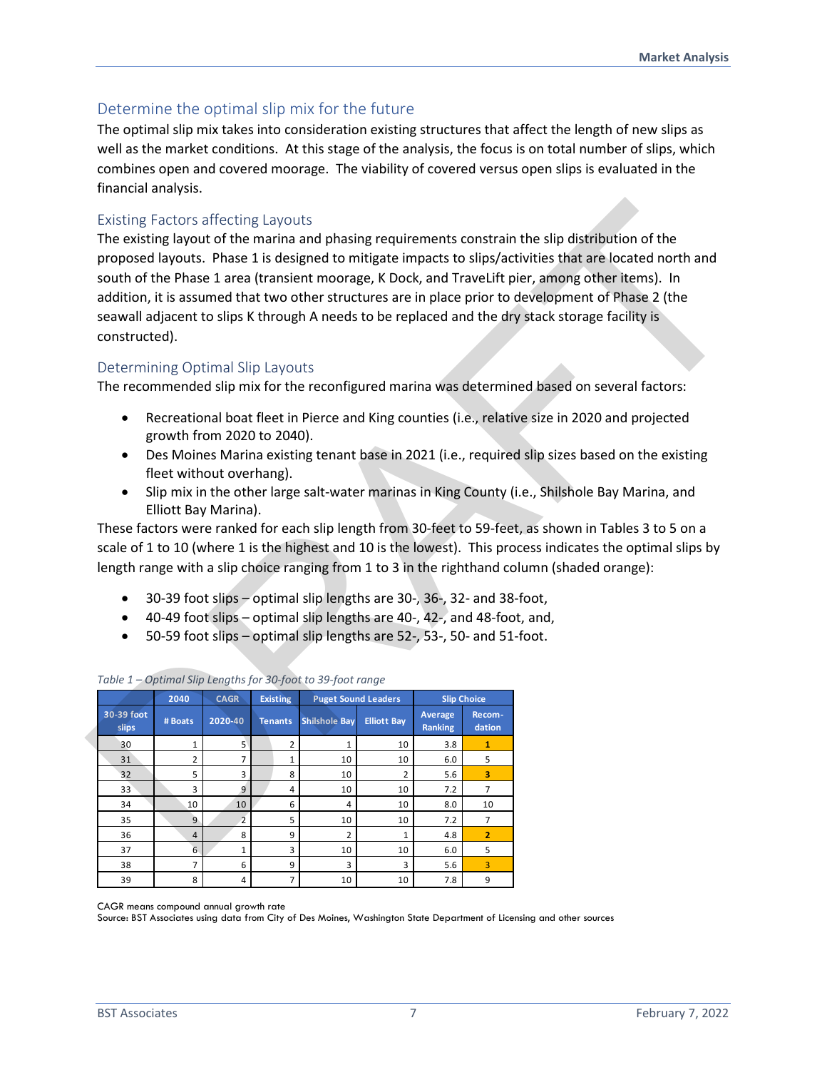## Determine the optimal slip mix for the future

The optimal slip mix takes into consideration existing structures that affect the length of new slips as well as the market conditions. At this stage of the analysis, the focus is on total number of slips, which combines open and covered moorage. The viability of covered versus open slips is evaluated in the financial analysis.

### Existing Factors affecting Layouts

The existing layout of the marina and phasing requirements constrain the slip distribution of the proposed layouts. Phase 1 is designed to mitigate impacts to slips/activities that are located north and south of the Phase 1 area (transient moorage, K Dock, and TraveLift pier, among other items). In addition, it is assumed that two other structures are in place prior to development of Phase 2 (the seawall adjacent to slips K through A needs to be replaced and the dry stack storage facility is constructed).

### Determining Optimal Slip Layouts

The recommended slip mix for the reconfigured marina was determined based on several factors:

- Recreational boat fleet in Pierce and King counties (i.e., relative size in 2020 and projected growth from 2020 to 2040).
- Des Moines Marina existing tenant base in 2021 (i.e., required slip sizes based on the existing fleet without overhang).
- Slip mix in the other large salt-water marinas in King County (i.e., Shilshole Bay Marina, and Elliott Bay Marina).

These factors were ranked for each slip length from 30-feet to 59-feet, as shown in Tables 3 to 5 on a scale of 1 to 10 (where 1 is the highest and 10 is the lowest). This process indicates the optimal slips by length range with a slip choice ranging from 1 to 3 in the righthand column (shaded orange):

- 30-39 foot slips – optimal slip lengths are 30-, 36-, 32- and 38-foot,
- 40-49 foot slips – optimal slip lengths are 40-, 42-, and 48-foot, and,
- 50-59 foot slips – optimal slip lengths are 52-, 53-, 50- and 51-foot.

*Table 1 – Optimal Slip Lengths for 30-foot to 39-foot range*

| | 2040 | CAGR | Existing | Puget Sound Leaders | | Slip Choice | |
|---|---|---|---|---|---|---|---|
| 30-39 foot slips | # Boats | 2020-40 | Tenants | Shilshole Bay | Elliott Bay | Average Ranking | Recom-dation |
| 30 | 1 | 5 | 2 | 1 | 10 | 3.8 | 1 |
| 31 | 2 | 7 | 1 | 10 | 10 | 6.0 | 5 |
| 32 | 5 | 3 | 8 | 10 | 2 | 5.6 | 3 |
| 33 | 3 | 9 | 4 | 10 | 10 | 7.2 | 7 |
| 34 | 10 | 10 | 6 | 4 | 10 | 8.0 | 10 |
| 35 | 9 | 2 | 5 | 10 | 10 | 7.2 | 7 |
| 36 | 4 | 8 | 9 | 2 | 1 | 4.8 | 2 |
| 37 | 6 | 1 | 3 | 10 | 10 | 6.0 | 5 |
| 38 | 7 | 6 | 9 | 3 | 3 | 5.6 | 3 |
| 39 | 8 | 4 | 7 | 10 | 10 | 7.8 | 9 |

CAGR means compound annual growth rate
Source: BST Associates using data from City of Des Moines, Washington State Department of Licensing and other sources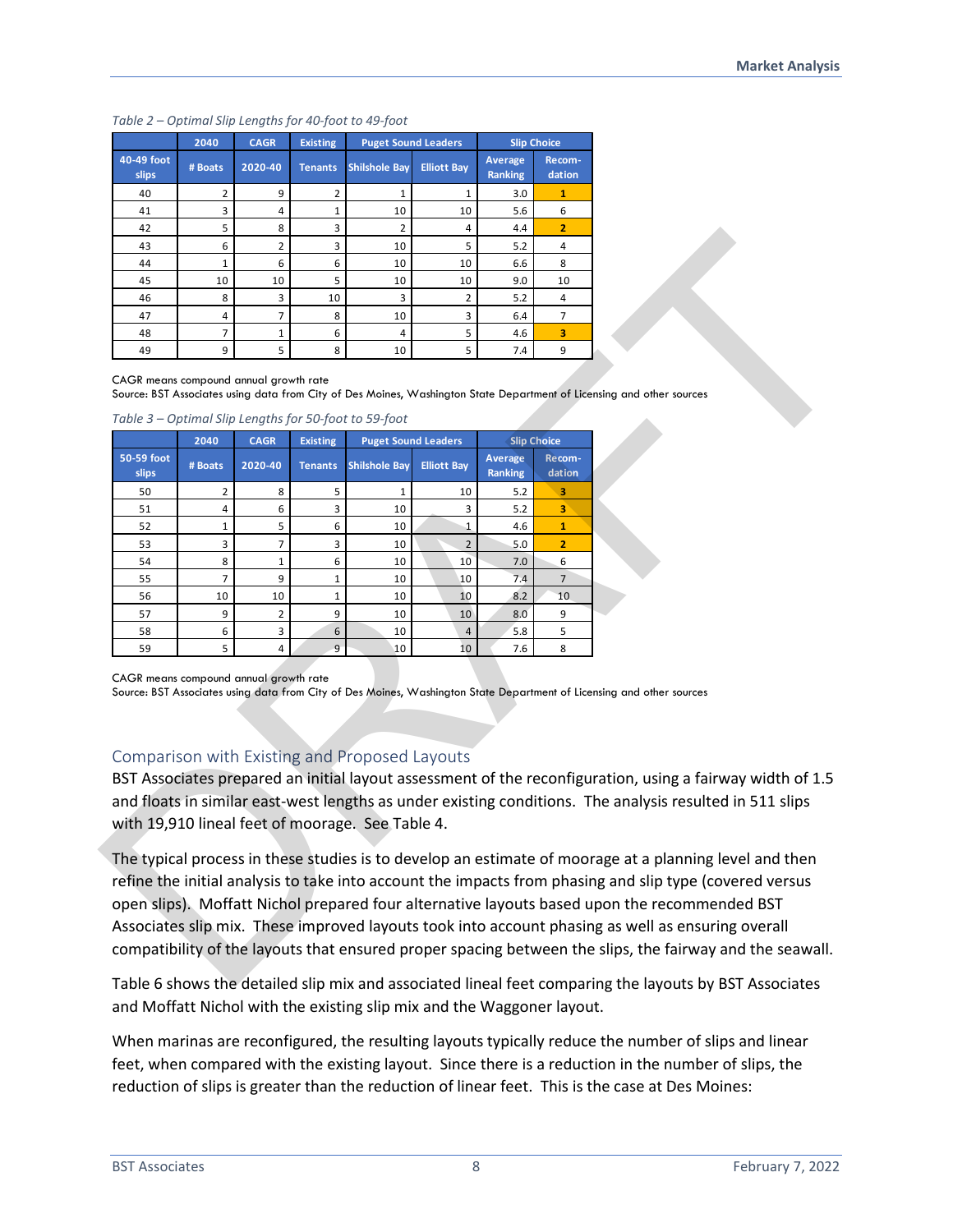*Table 2 – Optimal Slip Lengths for 40-foot to 49-foot*

| | 2040 | CAGR | Existing | Puget Sound Leaders | | Slip Choice | |
|---|---|---|---|---|---|---|---|
| 40-49 foot slips | # Boats | 2020-40 | Tenants | Shilshole Bay | Elliott Bay | Average Ranking | Recom-dation |
| 40 | 2 | 9 | 2 | 1 | 1 | 3.0 | 1 |
| 41 | 3 | 4 | 1 | 10 | 10 | 5.6 | 6 |
| 42 | 5 | 8 | 3 | 2 | 4 | 4.4 | 2 |
| 43 | 6 | 2 | 3 | 10 | 5 | 5.2 | 4 |
| 44 | 1 | 6 | 6 | 10 | 10 | 6.6 | 8 |
| 45 | 10 | 10 | 5 | 10 | 10 | 9.0 | 10 |
| 46 | 8 | 3 | 10 | 3 | 2 | 5.2 | 4 |
| 47 | 4 | 7 | 8 | 10 | 3 | 6.4 | 7 |
| 48 | 7 | 1 | 6 | 4 | 5 | 4.6 | 3 |
| 49 | 9 | 5 | 8 | 10 | 5 | 7.4 | 9 |

CAGR means compound annual growth rate
Source: BST Associates using data from City of Des Moines, Washington State Department of Licensing and other sources

*Table 3 – Optimal Slip Lengths for 50-foot to 59-foot*

| | 2040 | CAGR | Existing | Puget Sound Leaders | | Slip Choice | |
|---|---|---|---|---|---|---|---|
| 50-59 foot slips | # Boats | 2020-40 | Tenants | Shilshole Bay | Elliott Bay | Average Ranking | Recom-dation |
| 50 | 2 | 8 | 5 | 1 | 10 | 5.2 | 3 |
| 51 | 4 | 6 | 3 | 10 | 3 | 5.2 | 3 |
| 52 | 1 | 5 | 6 | 10 | 1 | 4.6 | 1 |
| 53 | 3 | 7 | 3 | 10 | 2 | 5.0 | 2 |
| 54 | 8 | 1 | 6 | 10 | 10 | 7.0 | 6 |
| 55 | 7 | 9 | 1 | 10 | 10 | 7.4 | 7 |
| 56 | 10 | 10 | 1 | 10 | 10 | 8.2 | 10 |
| 57 | 9 | 2 | 9 | 10 | 10 | 8.0 | 9 |
| 58 | 6 | 3 | 6 | 10 | 4 | 5.8 | 5 |
| 59 | 5 | 4 | 9 | 10 | 10 | 7.6 | 8 |

CAGR means compound annual growth rate
Source: BST Associates using data from City of Des Moines, Washington State Department of Licensing and other sources

## Comparison with Existing and Proposed Layouts

BST Associates prepared an initial layout assessment of the reconfiguration, using a fairway width of 1.5 and floats in similar east-west lengths as under existing conditions. The analysis resulted in 511 slips with 19,910 lineal feet of moorage. See Table 4.

The typical process in these studies is to develop an estimate of moorage at a planning level and then refine the initial analysis to take into account the impacts from phasing and slip type (covered versus open slips). Moffatt Nichol prepared four alternative layouts based upon the recommended BST Associates slip mix. These improved layouts took into account phasing as well as ensuring overall compatibility of the layouts that ensured proper spacing between the slips, the fairway and the seawall.

Table 6 shows the detailed slip mix and associated lineal feet comparing the layouts by BST Associates and Moffatt Nichol with the existing slip mix and the Waggoner layout.

When marinas are reconfigured, the resulting layouts typically reduce the number of slips and linear feet, when compared with the existing layout. Since there is a reduction in the number of slips, the reduction of slips is greater than the reduction of linear feet. This is the case at Des Moines: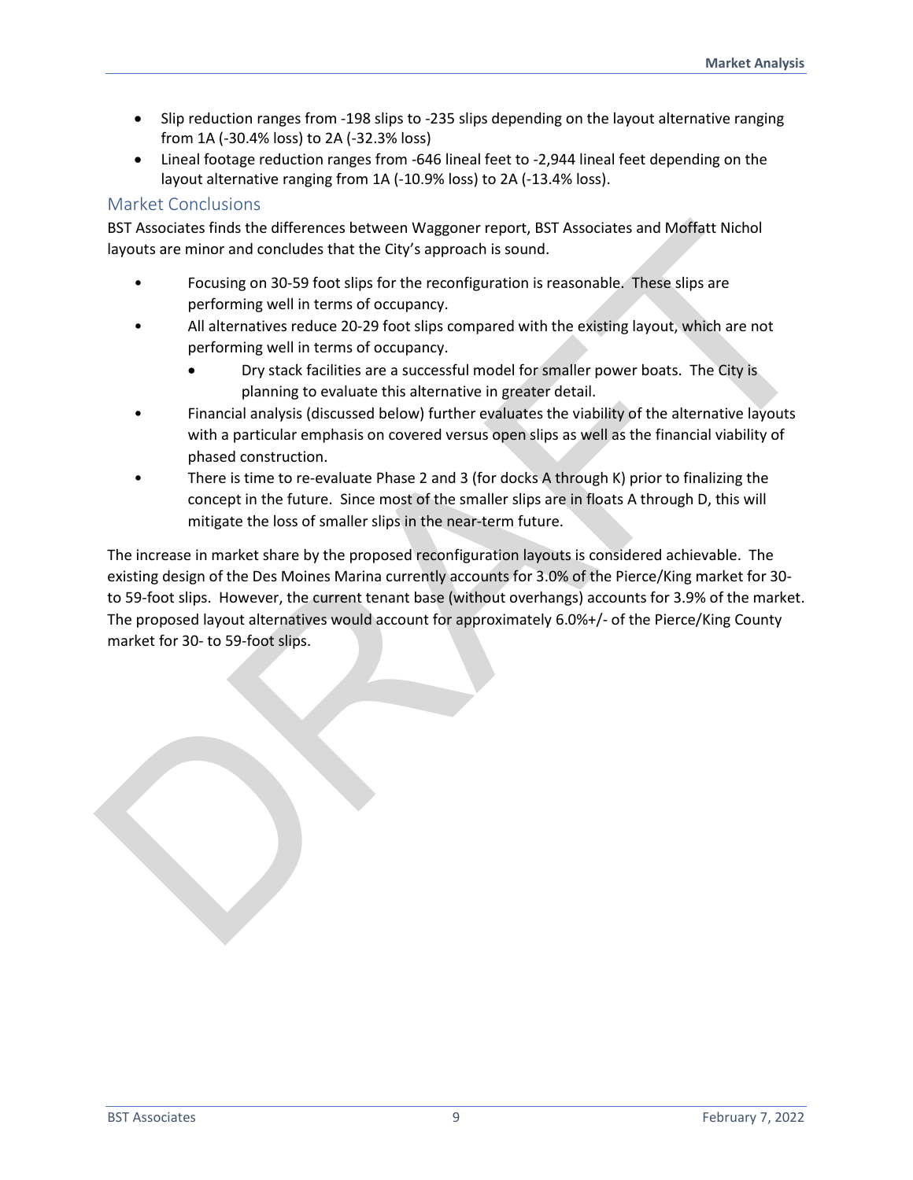- Slip reduction ranges from -198 slips to -235 slips depending on the layout alternative ranging from 1A (-30.4% loss) to 2A (-32.3% loss)
- Lineal footage reduction ranges from -646 lineal feet to -2,944 lineal feet depending on the layout alternative ranging from 1A (-10.9% loss) to 2A (-13.4% loss).

## Market Conclusions

BST Associates finds the differences between Waggoner report, BST Associates and Moffatt Nichol layouts are minor and concludes that the City's approach is sound.

- Focusing on 30-59 foot slips for the reconfiguration is reasonable. These slips are performing well in terms of occupancy.
- All alternatives reduce 20-29 foot slips compared with the existing layout, which are not performing well in terms of occupancy.
    - Dry stack facilities are a successful model for smaller power boats. The City is planning to evaluate this alternative in greater detail.
- Financial analysis (discussed below) further evaluates the viability of the alternative layouts with a particular emphasis on covered versus open slips as well as the financial viability of phased construction.
- There is time to re-evaluate Phase 2 and 3 (for docks A through K) prior to finalizing the concept in the future. Since most of the smaller slips are in floats A through D, this will mitigate the loss of smaller slips in the near-term future.

The increase in market share by the proposed reconfiguration layouts is considered achievable. The existing design of the Des Moines Marina currently accounts for 3.0% of the Pierce/King market for 30- to 59-foot slips. However, the current tenant base (without overhangs) accounts for 3.9% of the market. The proposed layout alternatives would account for approximately 6.0%+/- of the Pierce/King County market for 30- to 59-foot slips.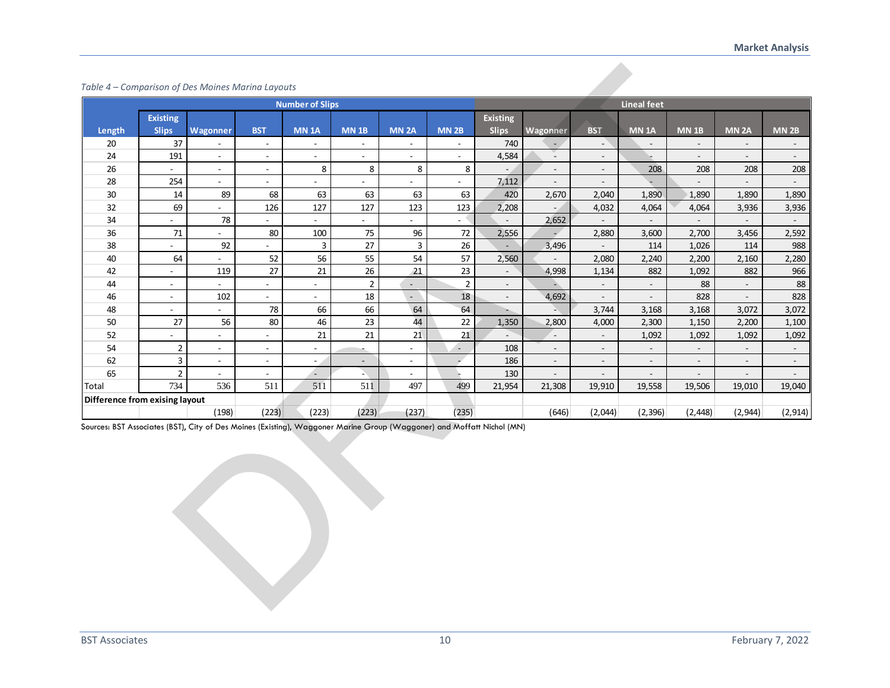*Table 4 – Comparison of Des Moines Marina Layouts*

| | Number of Slips | | | | | | | Lineal feet | | | | | | |
|---|---|---|---|---|---|---|---|---|---|---|---|---|---|---|
| Length | Existing Slips | Wagonner | BST | MN 1A | MN 1B | MN 2A | MN 2B | Existing Slips | Wagonner | BST | MN 1A | MN 1B | MN 2A | MN 2B |
| 20 | 37 | - | - | - | - | - | - | 740 | - | - | - | - | - | - |
| 24 | 191 | - | - | - | - | - | - | 4,584 | - | - | - | - | - | - |
| 26 | - | - | - | 8 | 8 | 8 | 8 | - | - | - | 208 | 208 | 208 | 208 |
| 28 | 254 | - | - | - | - | - | - | 7,112 | - | - | - | - | - | - |
| 30 | 14 | 89 | 68 | 63 | 63 | 63 | 63 | 420 | 2,670 | 2,040 | 1,890 | 1,890 | 1,890 | 1,890 |
| 32 | 69 | - | 126 | 127 | 127 | 123 | 123 | 2,208 | - | 4,032 | 4,064 | 4,064 | 3,936 | 3,936 |
| 34 | - | 78 | - | - | - | - | - | - | 2,652 | - | - | - | - | - |
| 36 | 71 | - | 80 | 100 | 75 | 96 | 72 | 2,556 | - | 2,880 | 3,600 | 2,700 | 3,456 | 2,592 |
| 38 | - | 92 | - | 3 | 27 | 3 | 26 | - | 3,496 | - | 114 | 1,026 | 114 | 988 |
| 40 | 64 | - | 52 | 56 | 55 | 54 | 57 | 2,560 | - | 2,080 | 2,240 | 2,200 | 2,160 | 2,280 |
| 42 | - | 119 | 27 | 21 | 26 | 21 | 23 | - | 4,998 | 1,134 | 882 | 1,092 | 882 | 966 |
| 44 | - | - | - | - | 2 | - | 2 | - | - | - | - | 88 | - | 88 |
| 46 | - | 102 | - | - | 18 | - | 18 | - | 4,692 | - | - | 828 | - | 828 |
| 48 | - | - | 78 | 66 | 66 | 64 | 64 | - | - | 3,744 | 3,168 | 3,168 | 3,072 | 3,072 |
| 50 | 27 | 56 | 80 | 46 | 23 | 44 | 22 | 1,350 | 2,800 | 4,000 | 2,300 | 1,150 | 2,200 | 1,100 |
| 52 | - | - | - | 21 | 21 | 21 | 21 | - | - | - | 1,092 | 1,092 | 1,092 | 1,092 |
| 54 | 2 | - | - | - | - | - | - | 108 | - | - | - | - | - | - |
| 62 | 3 | - | - | - | - | - | - | 186 | - | - | - | - | - | - |
| 65 | 2 | - | - | - | - | - | - | 130 | - | - | - | - | - | - |
| Total | 734 | 536 | 511 | 511 | 511 | 497 | 499 | 21,954 | 21,308 | 19,910 | 19,558 | 19,506 | 19,010 | 19,040 |
| **Difference from exising layout** | | | | | | | | | | | | | | |
| | | (198) | (223) | (223) | (223) | (237) | (235) | | (646) | (2,044) | (2,396) | (2,448) | (2,944) | (2,914) |

Sources: BST Associates (BST), City of Des Moines (Existing), Waggoner Marine Group (Waggoner) and Moffatt Nichol (MN)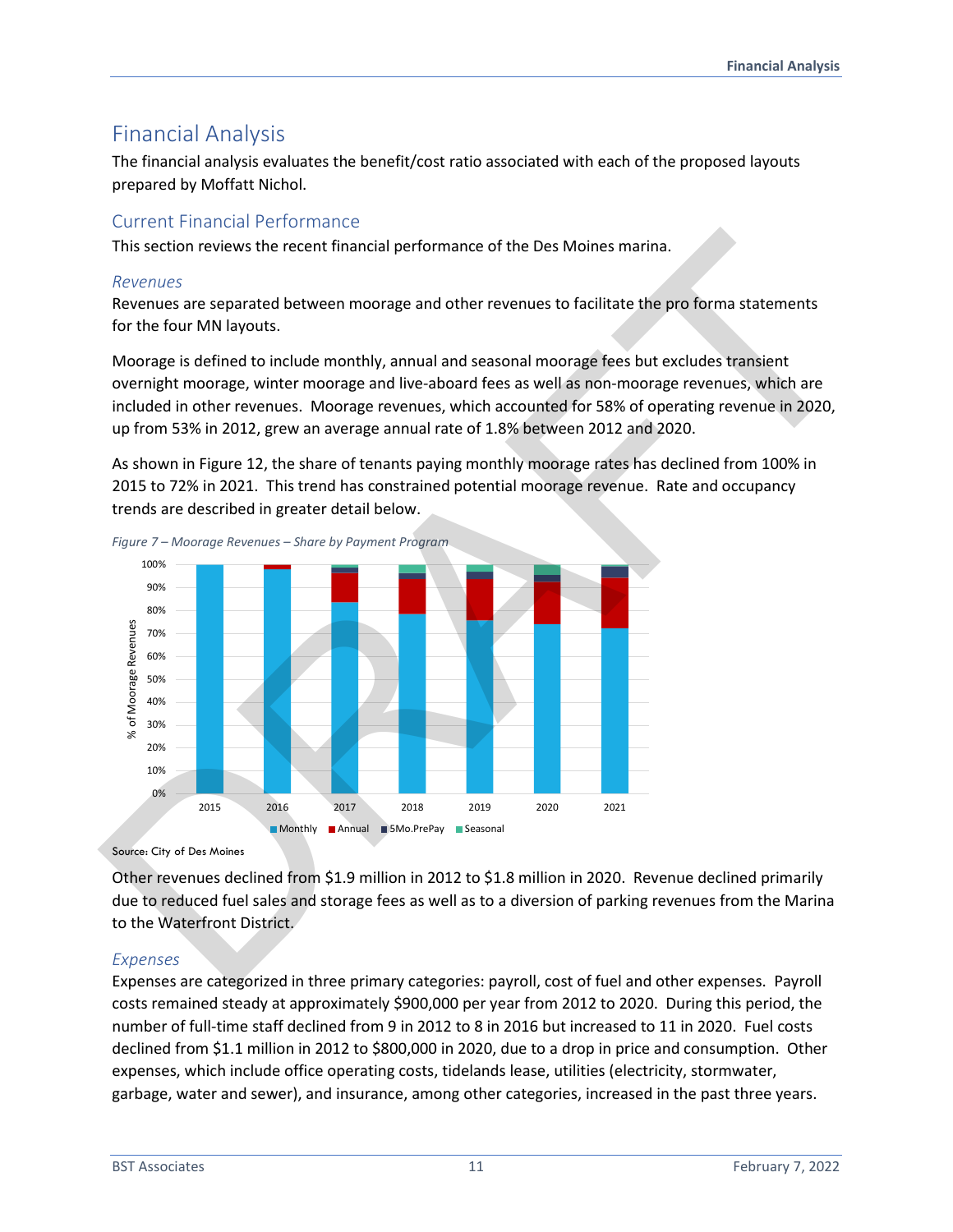# Financial Analysis

The financial analysis evaluates the benefit/cost ratio associated with each of the proposed layouts prepared by Moffatt Nichol.

## Current Financial Performance

This section reviews the recent financial performance of the Des Moines marina.

### *Revenues*

Revenues are separated between moorage and other revenues to facilitate the pro forma statements for the four MN layouts.

Moorage is defined to include monthly, annual and seasonal moorage fees but excludes transient overnight moorage, winter moorage and live-aboard fees as well as non-moorage revenues, which are included in other revenues. Moorage revenues, which accounted for 58% of operating revenue in 2020, up from 53% in 2012, grew an average annual rate of 1.8% between 2012 and 2020.

As shown in Figure 12, the share of tenants paying monthly moorage rates has declined from 100% in 2015 to 72% in 2021. This trend has constrained potential moorage revenue. Rate and occupancy trends are described in greater detail below.

*Figure 7 – Moorage Revenues – Share by Payment Program*

Source: City of Des Moines

Other revenues declined from $1.9 million in 2012 to $1.8 million in 2020. Revenue declined primarily due to reduced fuel sales and storage fees as well as to a diversion of parking revenues from the Marina to the Waterfront District.

### *Expenses*

Expenses are categorized in three primary categories: payroll, cost of fuel and other expenses. Payroll costs remained steady at approximately $900,000 per year from 2012 to 2020. During this period, the number of full-time staff declined from 9 in 2012 to 8 in 2016 but increased to 11 in 2020. Fuel costs declined from $1.1 million in 2012 to $800,000 in 2020, due to a drop in price and consumption. Other expenses, which include office operating costs, tidelands lease, utilities (electricity, stormwater, garbage, water and sewer), and insurance, among other categories, increased in the past three years.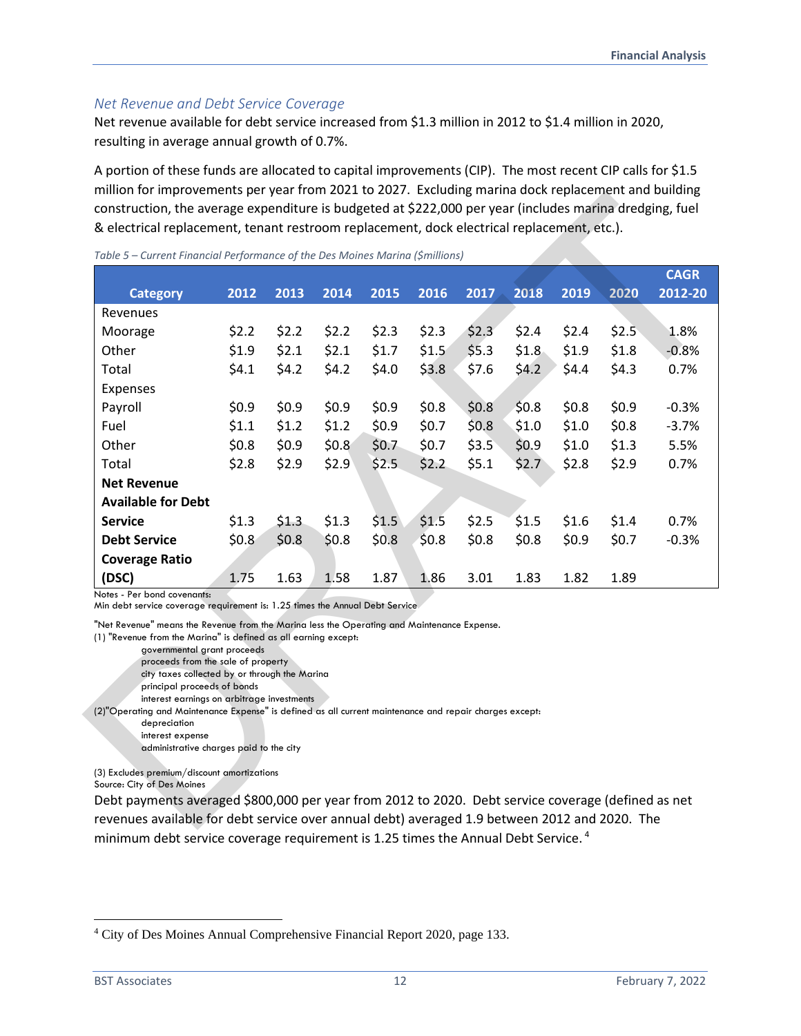### *Net Revenue and Debt Service Coverage*

Net revenue available for debt service increased from $1.3 million in 2012 to $1.4 million in 2020, resulting in average annual growth of 0.7%.

A portion of these funds are allocated to capital improvements (CIP). The most recent CIP calls for $1.5 million for improvements per year from 2021 to 2027. Excluding marina dock replacement and building construction, the average expenditure is budgeted at $222,000 per year (includes marina dredging, fuel & electrical replacement, tenant restroom replacement, dock electrical replacement, etc.).

*Table 5 – Current Financial Performance of the Des Moines Marina ($millions)*

| Category | 2012 | 2013 | 2014 | 2015 | 2016 | 2017 | 2018 | 2019 | 2020 | CAGR 2012-20 |
|---|---|---|---|---|---|---|---|---|---|---|
| Revenues | | | | | | | | | | |
| Moorage | $2.2 | $2.2 | $2.2 | $2.3 | $2.3 | $2.3 | $2.4 | $2.4 | $2.5 | 1.8% |
| Other | $1.9 | $2.1 | $2.1 | $1.7 | $1.5 | $5.3 | $1.8 | $1.9 | $1.8 | -0.8% |
| Total | $4.1 | $4.2 | $4.2 | $4.0 | $3.8 | $7.6 | $4.2 | $4.4 | $4.3 | 0.7% |
| Expenses | | | | | | | | | | |
| Payroll | $0.9 | $0.9 | $0.9 | $0.9 | $0.8 | $0.8 | $0.8 | $0.8 | $0.9 | -0.3% |
| Fuel | $1.1 | $1.2 | $1.2 | $0.9 | $0.7 | $0.8 | $1.0 | $1.0 | $0.8 | -3.7% |
| Other | $0.8 | $0.9 | $0.8 | $0.7 | $0.7 | $3.5 | $0.9 | $1.0 | $1.3 | 5.5% |
| Total | $2.8 | $2.9 | $2.9 | $2.5 | $2.2 | $5.1 | $2.7 | $2.8 | $2.9 | 0.7% |
| **Net Revenue Available for Debt Service** | $1.3 | $1.3 | $1.3 | $1.5 | $1.5 | $2.5 | $1.5 | $1.6 | $1.4 | 0.7% |
| **Debt Service** | $0.8 | $0.8 | $0.8 | $0.8 | $0.8 | $0.8 | $0.8 | $0.9 | $0.7 | -0.3% |
| **Coverage Ratio (DSC)** | 1.75 | 1.63 | 1.58 | 1.87 | 1.86 | 3.01 | 1.83 | 1.82 | 1.89 | |

Notes - Per bond covenants:
Min debt service coverage requirement is: 1.25 times the Annual Debt Service

"Net Revenue" means the Revenue from the Marina less the Operating and Maintenance Expense.
(1) "Revenue from the Marina" is defined as all earning except:
- governmental grant proceeds
- proceeds from the sale of property
- city taxes collected by or through the Marina
- principal proceeds of bonds
- interest earnings on arbitrage investments

(2)"Operating and Maintenance Expense" is defined as all current maintenance and repair charges except:
- depreciation
- interest expense
- administrative charges paid to the city

(3) Excludes premium/discount amortizations
Source: City of Des Moines

Debt payments averaged $800,000 per year from 2012 to 2020. Debt service coverage (defined as net revenues available for debt service over annual debt) averaged 1.9 between 2012 and 2020. The minimum debt service coverage requirement is 1.25 times the Annual Debt Service.[4]

[4] City of Des Moines Annual Comprehensive Financial Report 2020, page 133.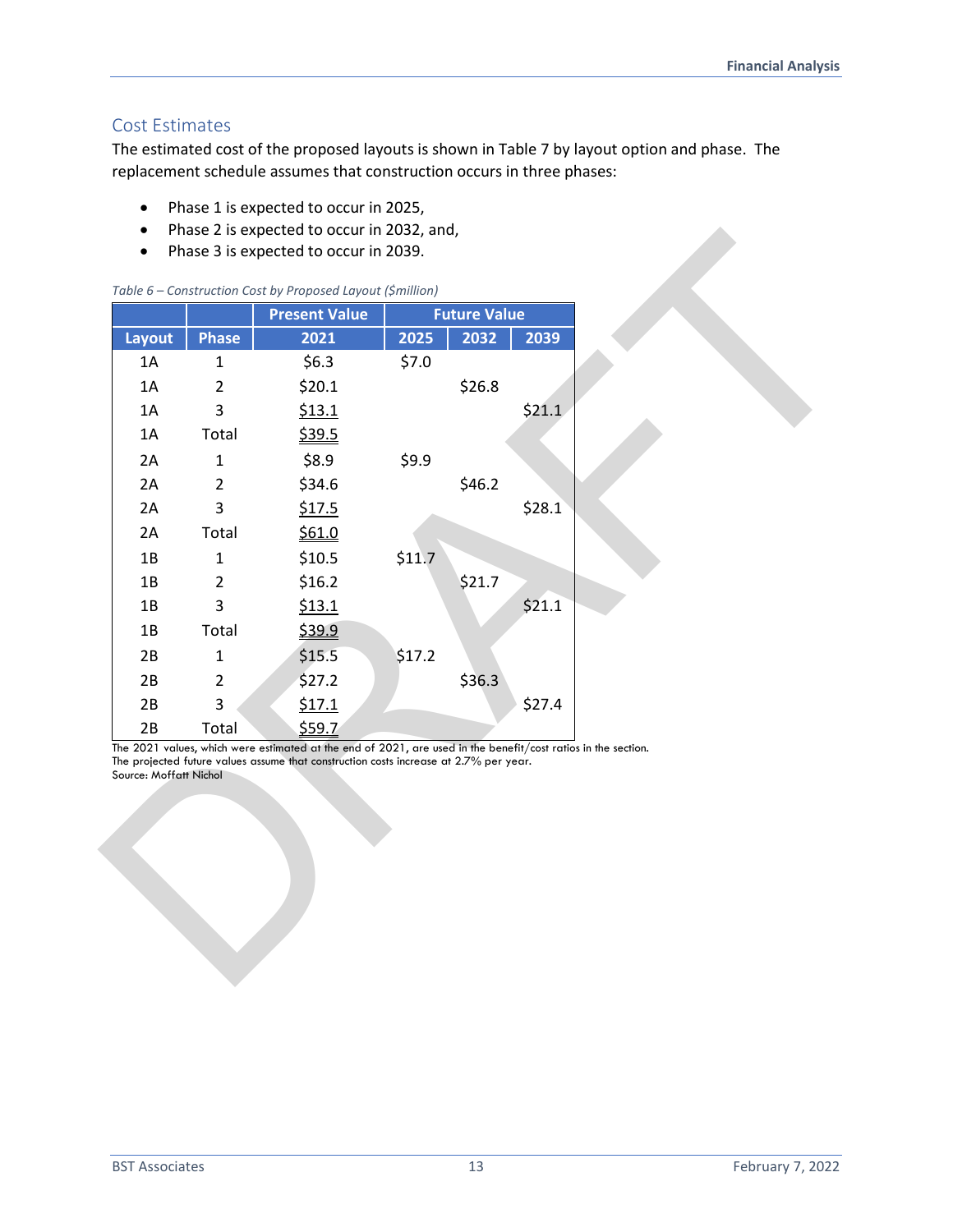## Cost Estimates

The estimated cost of the proposed layouts is shown in Table 7 by layout option and phase. The replacement schedule assumes that construction occurs in three phases:

- Phase 1 is expected to occur in 2025,
- Phase 2 is expected to occur in 2032, and,
- Phase 3 is expected to occur in 2039.

*Table 6 – Construction Cost by Proposed Layout ($million)*

| | | Present Value | Future Value | | |
|---|---|---|---|---|---|
| **Layout** | **Phase** | **2021** | **2025** | **2032** | **2039** |
| 1A | 1 | $6.3 | $7.0 | | |
| 1A | 2 | $20.1 | | $26.8 | |
| 1A | 3 | $13.1 | | | $21.1 |
| 1A | Total | $39.5 | | | |
| 2A | 1 | $8.9 | $9.9 | | |
| 2A | 2 | $34.6 | | $46.2 | |
| 2A | 3 | $17.5 | | | $28.1 |
| 2A | Total | $61.0 | | | |
| 1B | 1 | $10.5 | $11.7 | | |
| 1B | 2 | $16.2 | | $21.7 | |
| 1B | 3 | $13.1 | | | $21.1 |
| 1B | Total | $39.9 | | | |
| 2B | 1 | $15.5 | $17.2 | | |
| 2B | 2 | $27.2 | | $36.3 | |
| 2B | 3 | $17.1 | | | $27.4 |
| 2B | Total | $59.7 | | | |

The 2021 values, which were estimated at the end of 2021, are used in the benefit/cost ratios in the section.
The projected future values assume that construction costs increase at 2.7% per year.
Source: Moffatt Nichol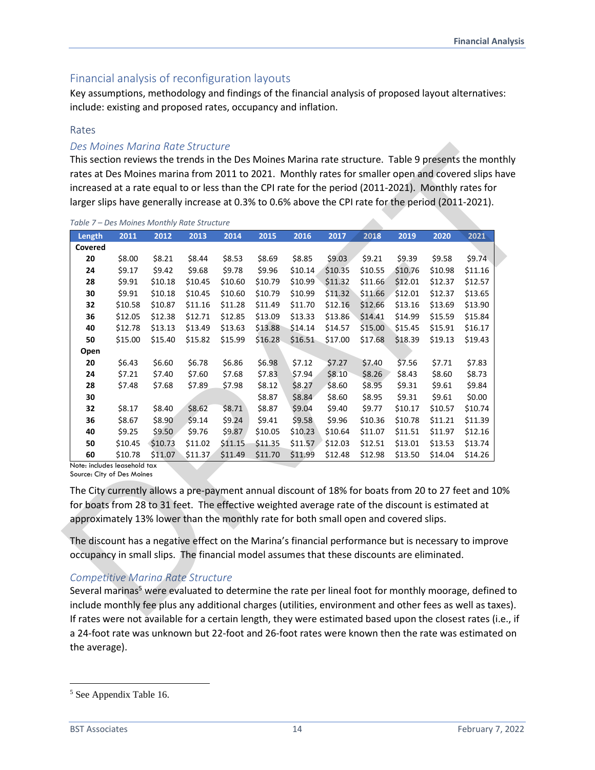## Financial analysis of reconfiguration layouts

Key assumptions, methodology and findings of the financial analysis of proposed layout alternatives: include: existing and proposed rates, occupancy and inflation.

### Rates

#### *Des Moines Marina Rate Structure*

This section reviews the trends in the Des Moines Marina rate structure. Table 9 presents the monthly rates at Des Moines marina from 2011 to 2021. Monthly rates for smaller open and covered slips have increased at a rate equal to or less than the CPI rate for the period (2011-2021). Monthly rates for larger slips have generally increase at 0.3% to 0.6% above the CPI rate for the period (2011-2021).

*Table 7 – Des Moines Monthly Rate Structure*

| Length | 2011 | 2012 | 2013 | 2014 | 2015 | 2016 | 2017 | 2018 | 2019 | 2020 | 2021 |
|---|---|---|---|---|---|---|---|---|---|---|---|
| **Covered** | | | | | | | | | | | |
| 20 | $8.00 | $8.21 | $8.44 | $8.53 | $8.69 | $8.85 | $9.03 | $9.21 | $9.39 | $9.58 | $9.74 |
| 24 | $9.17 | $9.42 | $9.68 | $9.78 | $9.96 | $10.14 | $10.35 | $10.55 | $10.76 | $10.98 | $11.16 |
| 28 | $9.91 | $10.18 | $10.45 | $10.60 | $10.79 | $10.99 | $11.32 | $11.66 | $12.01 | $12.37 | $12.57 |
| 30 | $9.91 | $10.18 | $10.45 | $10.60 | $10.79 | $10.99 | $11.32 | $11.66 | $12.01 | $12.37 | $13.65 |
| 32 | $10.58 | $10.87 | $11.16 | $11.28 | $11.49 | $11.70 | $12.16 | $12.66 | $13.16 | $13.69 | $13.90 |
| 36 | $12.05 | $12.38 | $12.71 | $12.85 | $13.09 | $13.33 | $13.86 | $14.41 | $14.99 | $15.59 | $15.84 |
| 40 | $12.78 | $13.13 | $13.49 | $13.63 | $13.88 | $14.14 | $14.57 | $15.00 | $15.45 | $15.91 | $16.17 |
| 50 | $15.00 | $15.40 | $15.82 | $15.99 | $16.28 | $16.51 | $17.00 | $17.68 | $18.39 | $19.13 | $19.43 |
| **Open** | | | | | | | | | | | |
| 20 | $6.43 | $6.60 | $6.78 | $6.86 | $6.98 | $7.12 | $7.27 | $7.40 | $7.56 | $7.71 | $7.83 |
| 24 | $7.21 | $7.40 | $7.60 | $7.68 | $7.83 | $7.94 | $8.10 | $8.26 | $8.43 | $8.60 | $8.73 |
| 28 | $7.48 | $7.68 | $7.89 | $7.98 | $8.12 | $8.27 | $8.60 | $8.95 | $9.31 | $9.61 | $9.84 |
| 30 | | | | | $8.87 | $8.84 | $8.60 | $8.95 | $9.31 | $9.61 | $0.00 |
| 32 | $8.17 | $8.40 | $8.62 | $8.71 | $8.87 | $9.04 | $9.40 | $9.77 | $10.17 | $10.57 | $10.74 |
| 36 | $8.67 | $8.90 | $9.14 | $9.24 | $9.41 | $9.58 | $9.96 | $10.36 | $10.78 | $11.21 | $11.39 |
| 40 | $9.25 | $9.50 | $9.76 | $9.87 | $10.05 | $10.23 | $10.64 | $11.07 | $11.51 | $11.97 | $12.16 |
| 50 | $10.45 | $10.73 | $11.02 | $11.15 | $11.35 | $11.57 | $12.03 | $12.51 | $13.01 | $13.53 | $13.74 |
| 60 | $10.78 | $11.07 | $11.37 | $11.49 | $11.70 | $11.99 | $12.48 | $12.98 | $13.50 | $14.04 | $14.26 |

Note: includes leasehold tax
Source: City of Des Moines

The City currently allows a pre-payment annual discount of 18% for boats from 20 to 27 feet and 10% for boats from 28 to 31 feet. The effective weighted average rate of the discount is estimated at approximately 13% lower than the monthly rate for both small open and covered slips.

The discount has a negative effect on the Marina's financial performance but is necessary to improve occupancy in small slips. The financial model assumes that these discounts are eliminated.

#### *Competitive Marina Rate Structure*

Several marinas[5] were evaluated to determine the rate per lineal foot for monthly moorage, defined to include monthly fee plus any additional charges (utilities, environment and other fees as well as taxes). If rates were not available for a certain length, they were estimated based upon the closest rates (i.e., if a 24-foot rate was unknown but 22-foot and 26-foot rates were known then the rate was estimated on the average).

[5] See Appendix Table 16.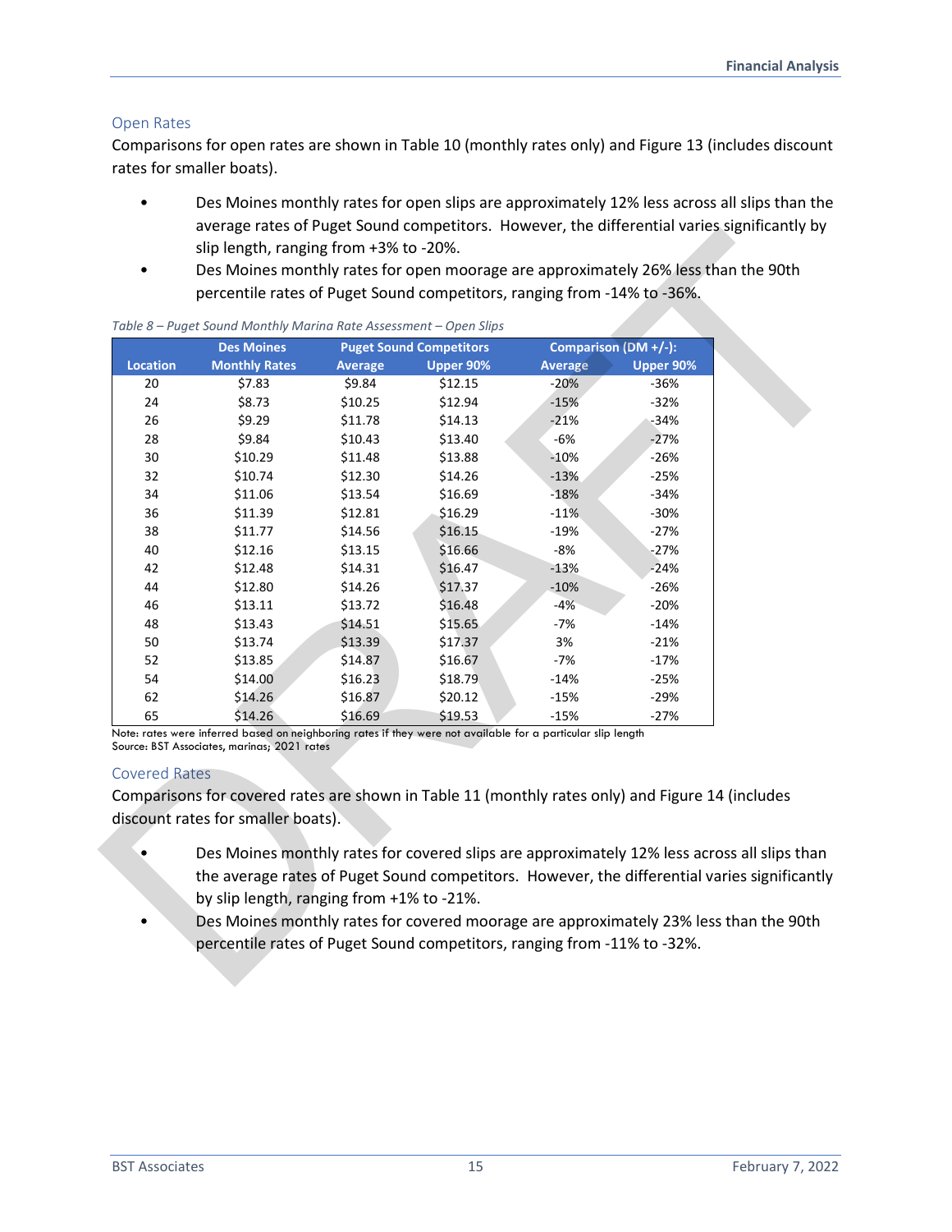### Open Rates

Comparisons for open rates are shown in Table 10 (monthly rates only) and Figure 13 (includes discount rates for smaller boats).

- Des Moines monthly rates for open slips are approximately 12% less across all slips than the average rates of Puget Sound competitors. However, the differential varies significantly by slip length, ranging from +3% to -20%.
- Des Moines monthly rates for open moorage are approximately 26% less than the 90th percentile rates of Puget Sound competitors, ranging from -14% to -36%.

*Table 8 – Puget Sound Monthly Marina Rate Assessment – Open Slips*

| Location | Des Moines Monthly Rates | Puget Sound Competitors Average | Puget Sound Competitors Upper 90% | Comparison (DM +/-): Average | Comparison (DM +/-): Upper 90% |
|---|---|---|---|---|---|
| 20 | $7.83 | $9.84 | $12.15 | -20% | -36% |
| 24 | $8.73 | $10.25 | $12.94 | -15% | -32% |
| 26 | $9.29 | $11.78 | $14.13 | -21% | -34% |
| 28 | $9.84 | $10.43 | $13.40 | -6% | -27% |
| 30 | $10.29 | $11.48 | $13.88 | -10% | -26% |
| 32 | $10.74 | $12.30 | $14.26 | -13% | -25% |
| 34 | $11.06 | $13.54 | $16.69 | -18% | -34% |
| 36 | $11.39 | $12.81 | $16.29 | -11% | -30% |
| 38 | $11.77 | $14.56 | $16.15 | -19% | -27% |
| 40 | $12.16 | $13.15 | $16.66 | -8% | -27% |
| 42 | $12.48 | $14.31 | $16.47 | -13% | -24% |
| 44 | $12.80 | $14.26 | $17.37 | -10% | -26% |
| 46 | $13.11 | $13.72 | $16.48 | -4% | -20% |
| 48 | $13.43 | $14.51 | $15.65 | -7% | -14% |
| 50 | $13.74 | $13.39 | $17.37 | 3% | -21% |
| 52 | $13.85 | $14.87 | $16.67 | -7% | -17% |
| 54 | $14.00 | $16.23 | $18.79 | -14% | -25% |
| 62 | $14.26 | $16.87 | $20.12 | -15% | -29% |
| 65 | $14.26 | $16.69 | $19.53 | -15% | -27% |

Note: rates were inferred based on neighboring rates if they were not available for a particular slip length
Source: BST Associates, marinas; 2021 rates

### Covered Rates

Comparisons for covered rates are shown in Table 11 (monthly rates only) and Figure 14 (includes discount rates for smaller boats).

- Des Moines monthly rates for covered slips are approximately 12% less across all slips than the average rates of Puget Sound competitors. However, the differential varies significantly by slip length, ranging from +1% to -21%.
- Des Moines monthly rates for covered moorage are approximately 23% less than the 90th percentile rates of Puget Sound competitors, ranging from -11% to -32%.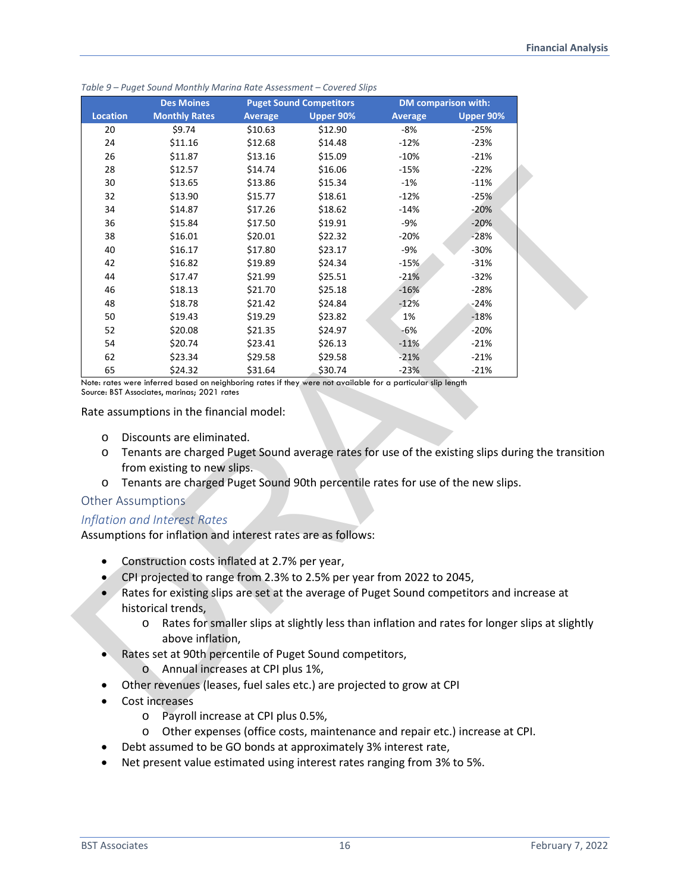*Table 9 – Puget Sound Monthly Marina Rate Assessment – Covered Slips*

| Location | Des Moines Monthly Rates | Puget Sound Competitors Average | Upper 90% | DM comparison with: Average | Upper 90% |
|---|---|---|---|---|---|
| 20 | $9.74 | $10.63 | $12.90 | -8% | -25% |
| 24 | $11.16 | $12.68 | $14.48 | -12% | -23% |
| 26 | $11.87 | $13.16 | $15.09 | -10% | -21% |
| 28 | $12.57 | $14.74 | $16.06 | -15% | -22% |
| 30 | $13.65 | $13.86 | $15.34 | -1% | -11% |
| 32 | $13.90 | $15.77 | $18.61 | -12% | -25% |
| 34 | $14.87 | $17.26 | $18.62 | -14% | -20% |
| 36 | $15.84 | $17.50 | $19.91 | -9% | -20% |
| 38 | $16.01 | $20.01 | $22.32 | -20% | -28% |
| 40 | $16.17 | $17.80 | $23.17 | -9% | -30% |
| 42 | $16.82 | $19.89 | $24.34 | -15% | -31% |
| 44 | $17.47 | $21.99 | $25.51 | -21% | -32% |
| 46 | $18.13 | $21.70 | $25.18 | -16% | -28% |
| 48 | $18.78 | $21.42 | $24.84 | -12% | -24% |
| 50 | $19.43 | $19.29 | $23.82 | 1% | -18% |
| 52 | $20.08 | $21.35 | $24.97 | -6% | -20% |
| 54 | $20.74 | $23.41 | $26.13 | -11% | -21% |
| 62 | $23.34 | $29.58 | $29.58 | -21% | -21% |
| 65 | $24.32 | $31.64 | $30.74 | -23% | -21% |

Note: rates were inferred based on neighboring rates if they were not available for a particular slip length
Source: BST Associates, marinas; 2021 rates

Rate assumptions in the financial model:

- Discounts are eliminated.
- Tenants are charged Puget Sound average rates for use of the existing slips during the transition from existing to new slips.
- Tenants are charged Puget Sound 90th percentile rates for use of the new slips.

## Other Assumptions

### *Inflation and Interest Rates*

Assumptions for inflation and interest rates are as follows:

- Construction costs inflated at 2.7% per year,
- CPI projected to range from 2.3% to 2.5% per year from 2022 to 2045,
- Rates for existing slips are set at the average of Puget Sound competitors and increase at historical trends,
  - Rates for smaller slips at slightly less than inflation and rates for longer slips at slightly above inflation,
- Rates set at 90th percentile of Puget Sound competitors,
  - Annual increases at CPI plus 1%,
- Other revenues (leases, fuel sales etc.) are projected to grow at CPI
- Cost increases
  - Payroll increase at CPI plus 0.5%,
  - Other expenses (office costs, maintenance and repair etc.) increase at CPI.
- Debt assumed to be GO bonds at approximately 3% interest rate,
- Net present value estimated using interest rates ranging from 3% to 5%.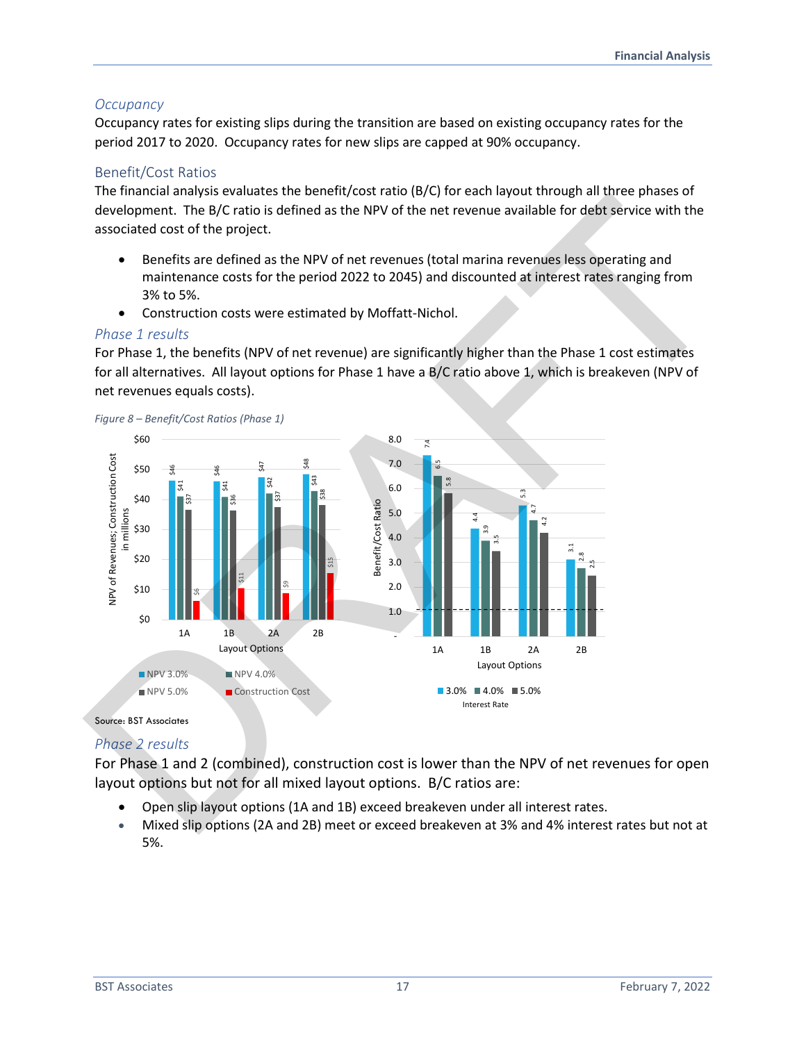### *Occupancy*

Occupancy rates for existing slips during the transition are based on existing occupancy rates for the period 2017 to 2020. Occupancy rates for new slips are capped at 90% occupancy.

### Benefit/Cost Ratios

The financial analysis evaluates the benefit/cost ratio (B/C) for each layout through all three phases of development. The B/C ratio is defined as the NPV of the net revenue available for debt service with the associated cost of the project.

- Benefits are defined as the NPV of net revenues (total marina revenues less operating and maintenance costs for the period 2022 to 2045) and discounted at interest rates ranging from 3% to 5%.
- Construction costs were estimated by Moffatt-Nichol.

### *Phase 1 results*

For Phase 1, the benefits (NPV of net revenue) are significantly higher than the Phase 1 cost estimates for all alternatives. All layout options for Phase 1 have a B/C ratio above 1, which is breakeven (NPV of net revenues equals costs).

*Figure 8 – Benefit/Cost Ratios (Phase 1)*

NPV of Revenues; Construction Cost in millions

| Layout Options | NPV 3.0% | NPV 4.0% | NPV 5.0% | Construction Cost |
|---|---|---|---|---|
| 1A | $46 | $41 | $37 | $6 |
| 1B | $46 | $41 | $36 | $11 |
| 2A | $47 | $42 | $37 | $9 |
| 2B | $48 | $43 | $38 | $15 |

Benefit/Cost Ratio

| Layout Options | 3.0% | 4.0% | 5.0% |
|---|---|---|---|
| 1A | 7.4 | 6.5 | 5.8 |
| 1B | 4.4 | 3.9 | 3.5 |
| 2A | 5.3 | 4.7 | 4.2 |
| 2B | 3.1 | 2.8 | 2.5 |

Interest Rate

Source: BST Associates

### *Phase 2 results*

For Phase 1 and 2 (combined), construction cost is lower than the NPV of net revenues for open layout options but not for all mixed layout options. B/C ratios are:

- Open slip layout options (1A and 1B) exceed breakeven under all interest rates.
- Mixed slip options (2A and 2B) meet or exceed breakeven at 3% and 4% interest rates but not at 5%.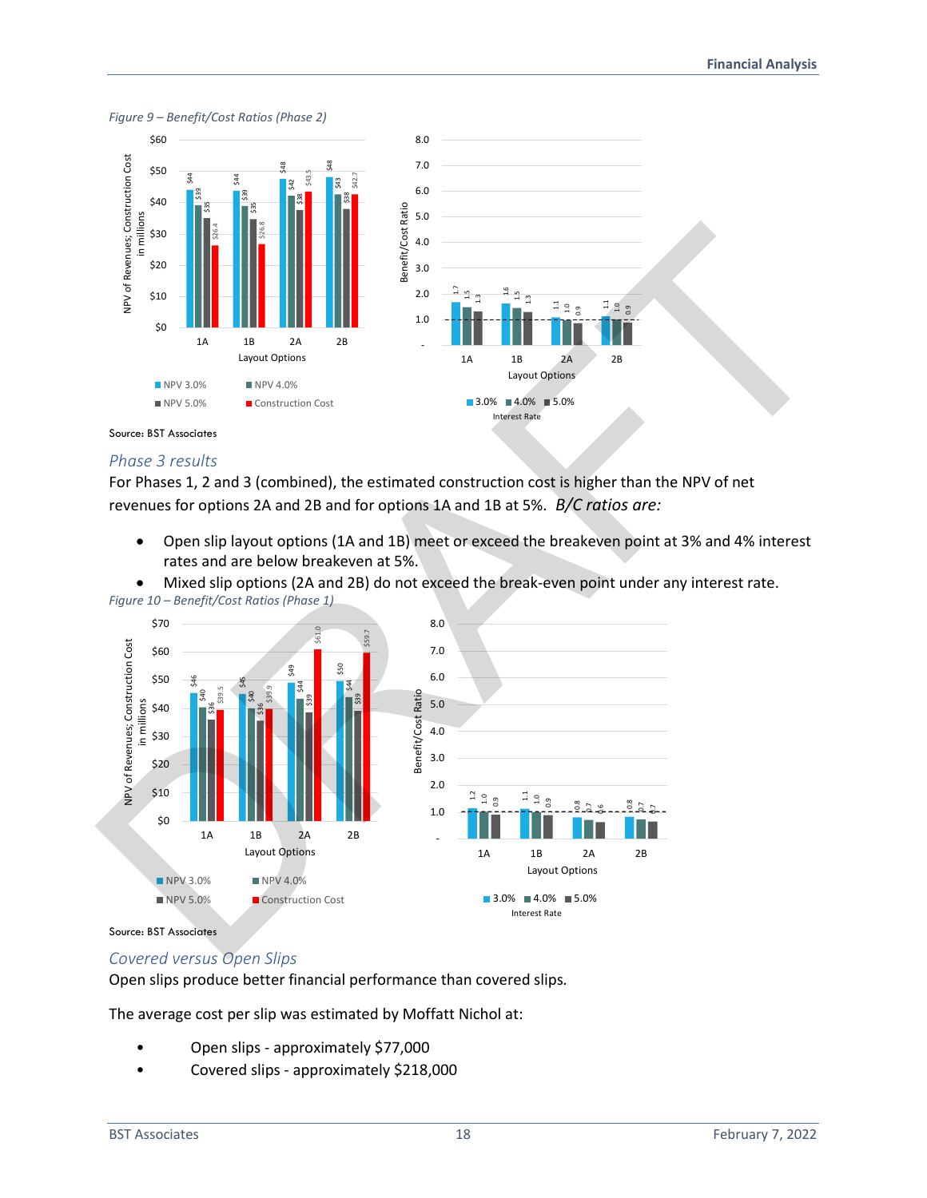*Figure 9 – Benefit/Cost Ratios (Phase 2)*

Source: BST Associates

### *Phase 3 results*

For Phases 1, 2 and 3 (combined), the estimated construction cost is higher than the NPV of net revenues for options 2A and 2B and for options 1A and 1B at 5%. *B/C ratios are:*

- Open slip layout options (1A and 1B) meet or exceed the breakeven point at 3% and 4% interest rates and are below breakeven at 5%.
- Mixed slip options (2A and 2B) do not exceed the break-even point under any interest rate.

*Figure 10 – Benefit/Cost Ratios (Phase 1)*

Source: BST Associates

### *Covered versus Open Slips*

Open slips produce better financial performance than covered slips.

The average cost per slip was estimated by Moffatt Nichol at:

- Open slips - approximately $77,000
- Covered slips - approximately $218,000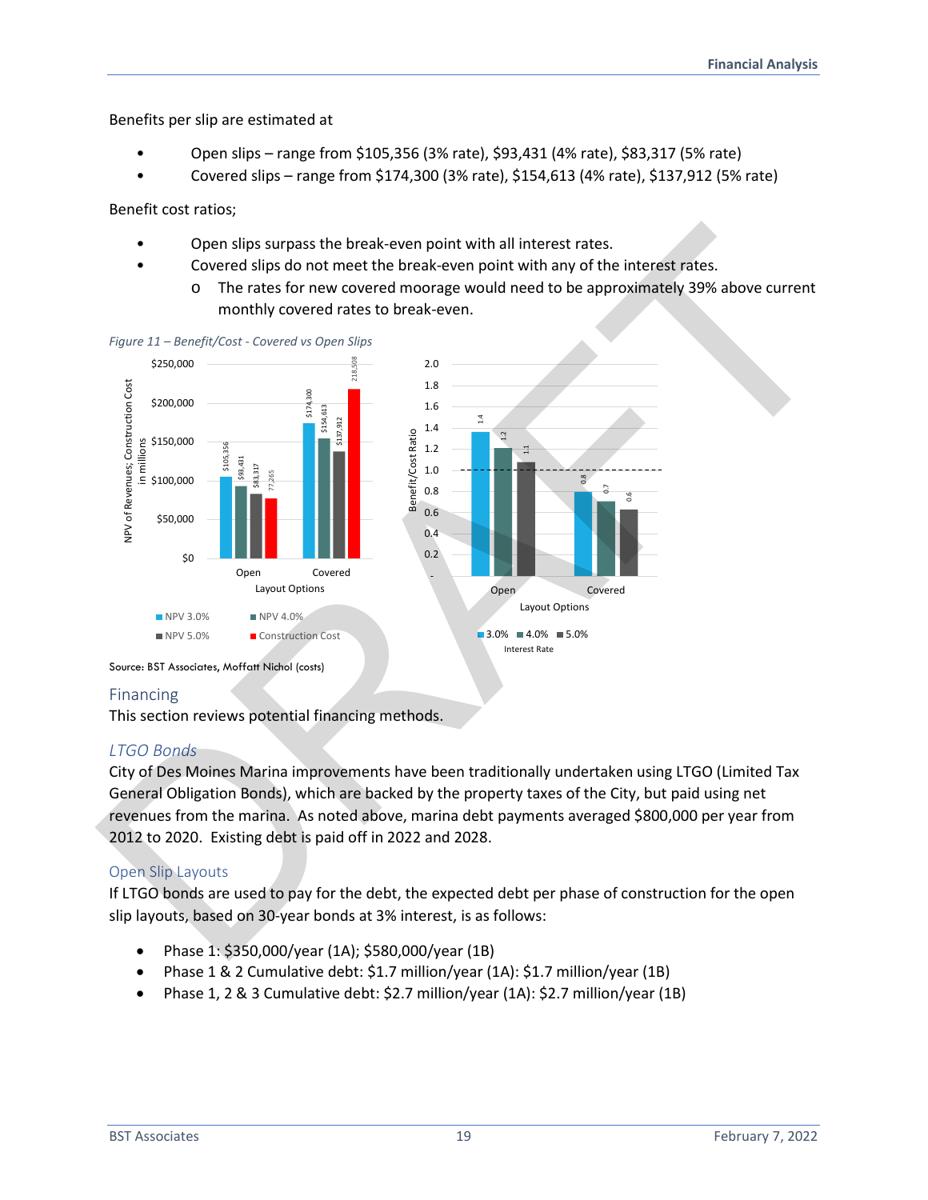Benefits per slip are estimated at

- Open slips – range from $105,356 (3% rate), $93,431 (4% rate), $83,317 (5% rate)
- Covered slips – range from $174,300 (3% rate), $154,613 (4% rate), $137,912 (5% rate)

Benefit cost ratios;

- Open slips surpass the break-even point with all interest rates.
- Covered slips do not meet the break-even point with any of the interest rates.
  - The rates for new covered moorage would need to be approximately 39% above current monthly covered rates to break-even.

*Figure 11 – Benefit/Cost - Covered vs Open Slips*

Source: BST Associates, Moffatt Nichol (costs)

## Financing

This section reviews potential financing methods.

### *LTGO Bonds*

City of Des Moines Marina improvements have been traditionally undertaken using LTGO (Limited Tax General Obligation Bonds), which are backed by the property taxes of the City, but paid using net revenues from the marina. As noted above, marina debt payments averaged $800,000 per year from 2012 to 2020. Existing debt is paid off in 2022 and 2028.

### Open Slip Layouts

If LTGO bonds are used to pay for the debt, the expected debt per phase of construction for the open slip layouts, based on 30-year bonds at 3% interest, is as follows:

- Phase 1: $350,000/year (1A); $580,000/year (1B)
- Phase 1 & 2 Cumulative debt: $1.7 million/year (1A): $1.7 million/year (1B)
- Phase 1, 2 & 3 Cumulative debt: $2.7 million/year (1A): $2.7 million/year (1B)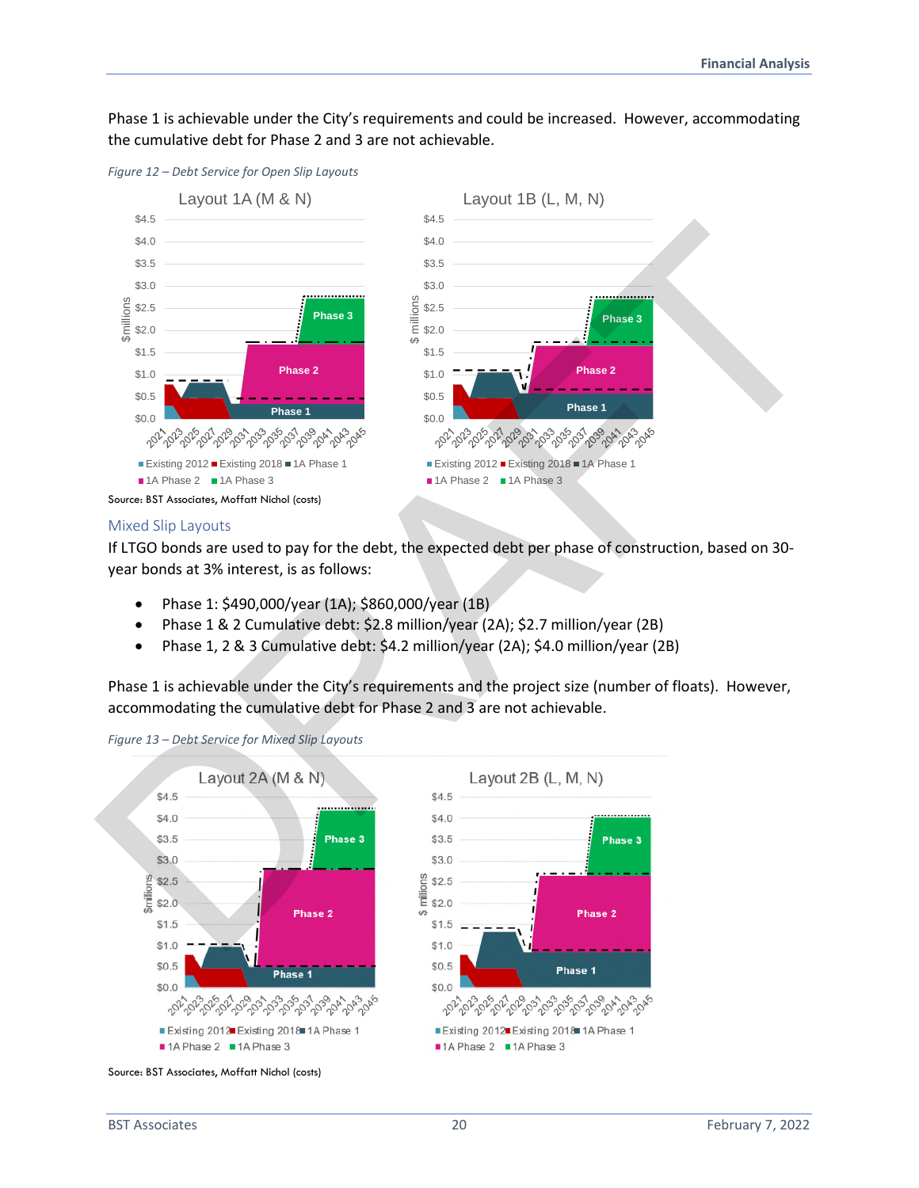Phase 1 is achievable under the City's requirements and could be increased. However, accommodating the cumulative debt for Phase 2 and 3 are not achievable.

*Figure 12 – Debt Service for Open Slip Layouts*

Source: BST Associates, Moffatt Nichol (costs)

## Mixed Slip Layouts

If LTGO bonds are used to pay for the debt, the expected debt per phase of construction, based on 30-year bonds at 3% interest, is as follows:

- Phase 1: $490,000/year (1A); $860,000/year (1B)
- Phase 1 & 2 Cumulative debt: $2.8 million/year (2A); $2.7 million/year (2B)
- Phase 1, 2 & 3 Cumulative debt: $4.2 million/year (2A); $4.0 million/year (2B)

Phase 1 is achievable under the City's requirements and the project size (number of floats). However, accommodating the cumulative debt for Phase 2 and 3 are not achievable.

*Figure 13 – Debt Service for Mixed Slip Layouts*

Source: BST Associates, Moffatt Nichol (costs)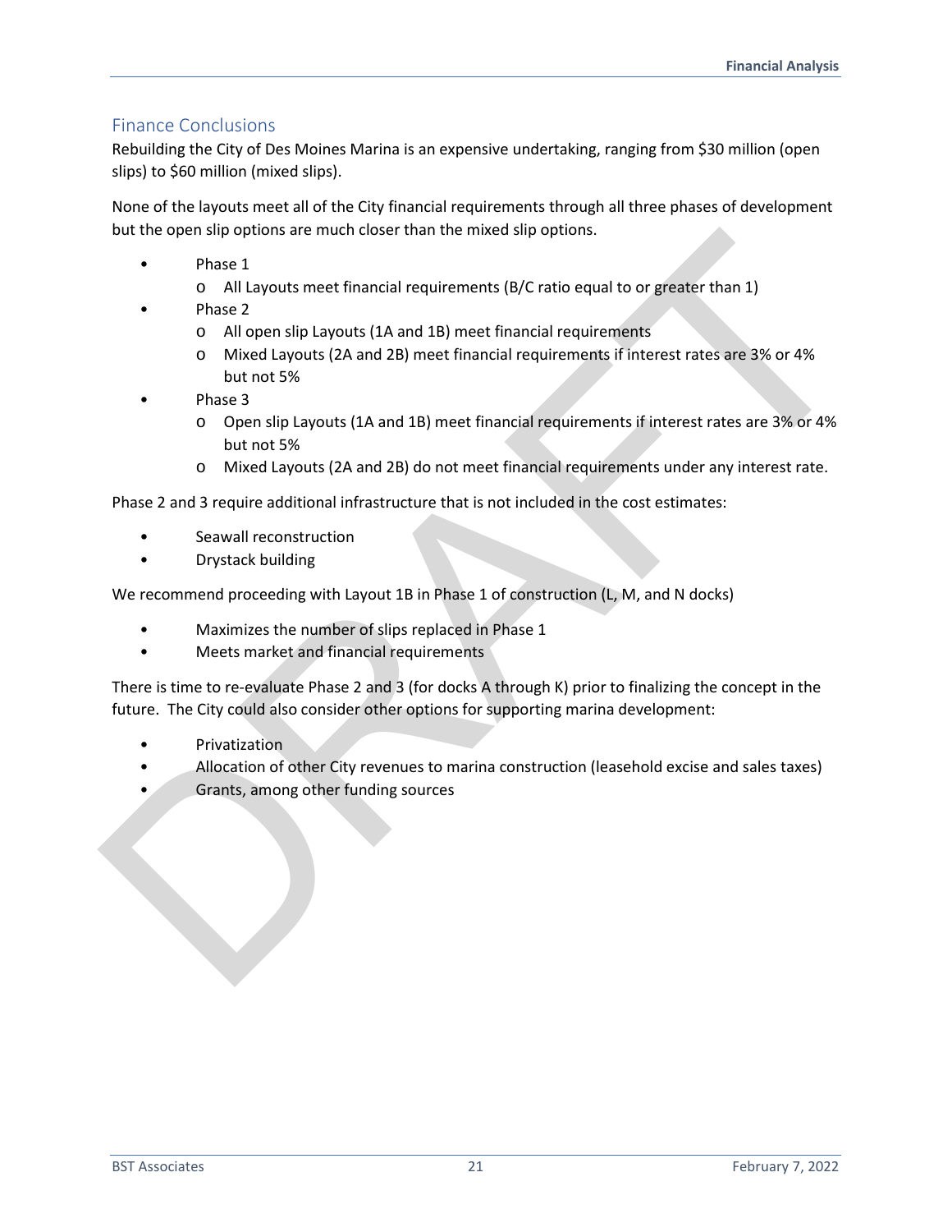## Finance Conclusions

Rebuilding the City of Des Moines Marina is an expensive undertaking, ranging from $30 million (open slips) to $60 million (mixed slips).

None of the layouts meet all of the City financial requirements through all three phases of development but the open slip options are much closer than the mixed slip options.

- Phase 1
  - All Layouts meet financial requirements (B/C ratio equal to or greater than 1)
- Phase 2
  - All open slip Layouts (1A and 1B) meet financial requirements
  - Mixed Layouts (2A and 2B) meet financial requirements if interest rates are 3% or 4% but not 5%
- Phase 3
  - Open slip Layouts (1A and 1B) meet financial requirements if interest rates are 3% or 4% but not 5%
  - Mixed Layouts (2A and 2B) do not meet financial requirements under any interest rate.

Phase 2 and 3 require additional infrastructure that is not included in the cost estimates:

- Seawall reconstruction
- Drystack building

We recommend proceeding with Layout 1B in Phase 1 of construction (L, M, and N docks)

- Maximizes the number of slips replaced in Phase 1
- Meets market and financial requirements

There is time to re-evaluate Phase 2 and 3 (for docks A through K) prior to finalizing the concept in the future. The City could also consider other options for supporting marina development:

- Privatization
- Allocation of other City revenues to marina construction (leasehold excise and sales taxes)
- Grants, among other funding sources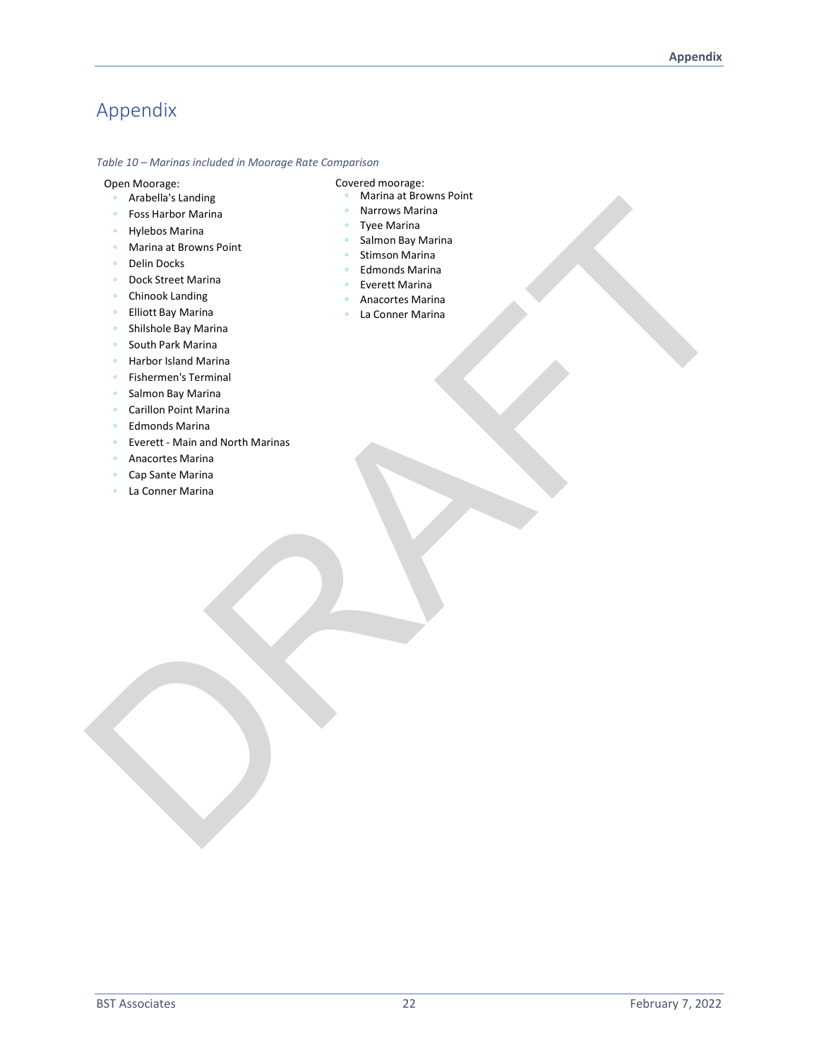# Appendix

*Table 10 – Marinas included in Moorage Rate Comparison*

Open Moorage:

- Arabella's Landing
- Foss Harbor Marina
- Hylebos Marina
- Marina at Browns Point
- Delin Docks
- Dock Street Marina
- Chinook Landing
- Elliott Bay Marina
- Shilshole Bay Marina
- South Park Marina
- Harbor Island Marina
- Fishermen's Terminal
- Salmon Bay Marina
- Carillon Point Marina
- Edmonds Marina
- Everett - Main and North Marinas
- Anacortes Marina
- Cap Sante Marina
- La Conner Marina

Covered moorage:

- Marina at Browns Point
- Narrows Marina
- Tyee Marina
- Salmon Bay Marina
- Stimson Marina
- Edmonds Marina
- Everett Marina
- Anacortes Marina
- La Conner Marina